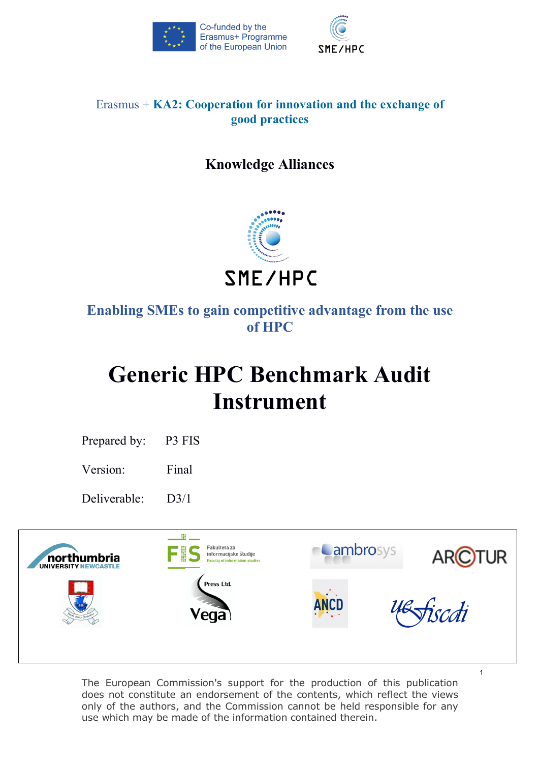Co-funded by the Erasmus+ Programme of the European Union

SME/HPC

Erasmus + **KA2: Cooperation for innovation and the exchange of good practices**

**Knowledge Alliances**

SME/HPC

## Enabling SMEs to gain competitive advantage from the use of HPC

# Generic HPC Benchmark Audit Instrument

Prepared by: P3 FIS

Version: Final

Deliverable: D3/1

The European Commission's support for the production of this publication does not constitute an endorsement of the contents, which reflect the views only of the authors, and the Commission cannot be held responsible for any use which may be made of the information contained therein.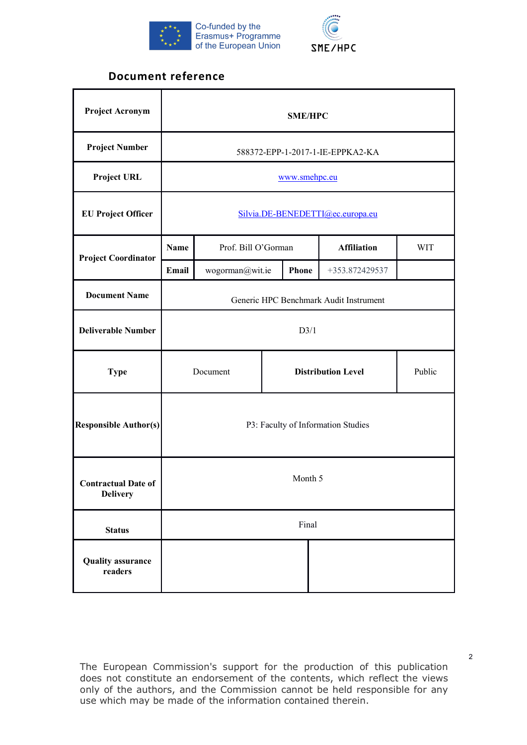Co-funded by the Erasmus+ Programme of the European Union

SME/HPC

## Document reference

| | | | | |
|---|---|---|---|---|
| **Project Acronym** | SME/HPC | | | |
| **Project Number** | 588372-EPP-1-2017-1-IE-EPPKA2-KA | | | |
| **Project URL** | www.smehpc.eu | | | |
| **EU Project Officer** | Silvia.DE-BENEDETTI@ec.europa.eu | | | |
| **Project Coordinator** | **Name** | Prof. Bill O'Gorman | **Affiliation** | WIT |
| | **Email** | wogorman@wit.ie | **Phone** | +353.872429537 |
| **Document Name** | Generic HPC Benchmark Audit Instrument | | | |
| **Deliverable Number** | D3/1 | | | |
| **Type** | Document | **Distribution Level** | Public | |
| **Responsible Author(s)** | P3: Faculty of Information Studies | | | |
| **Contractual Date of Delivery** | Month 5 | | | |
| **Status** | Final | | | |
| **Quality assurance readers** | | | | |

The European Commission's support for the production of this publication does not constitute an endorsement of the contents, which reflect the views only of the authors, and the Commission cannot be held responsible for any use which may be made of the information contained therein.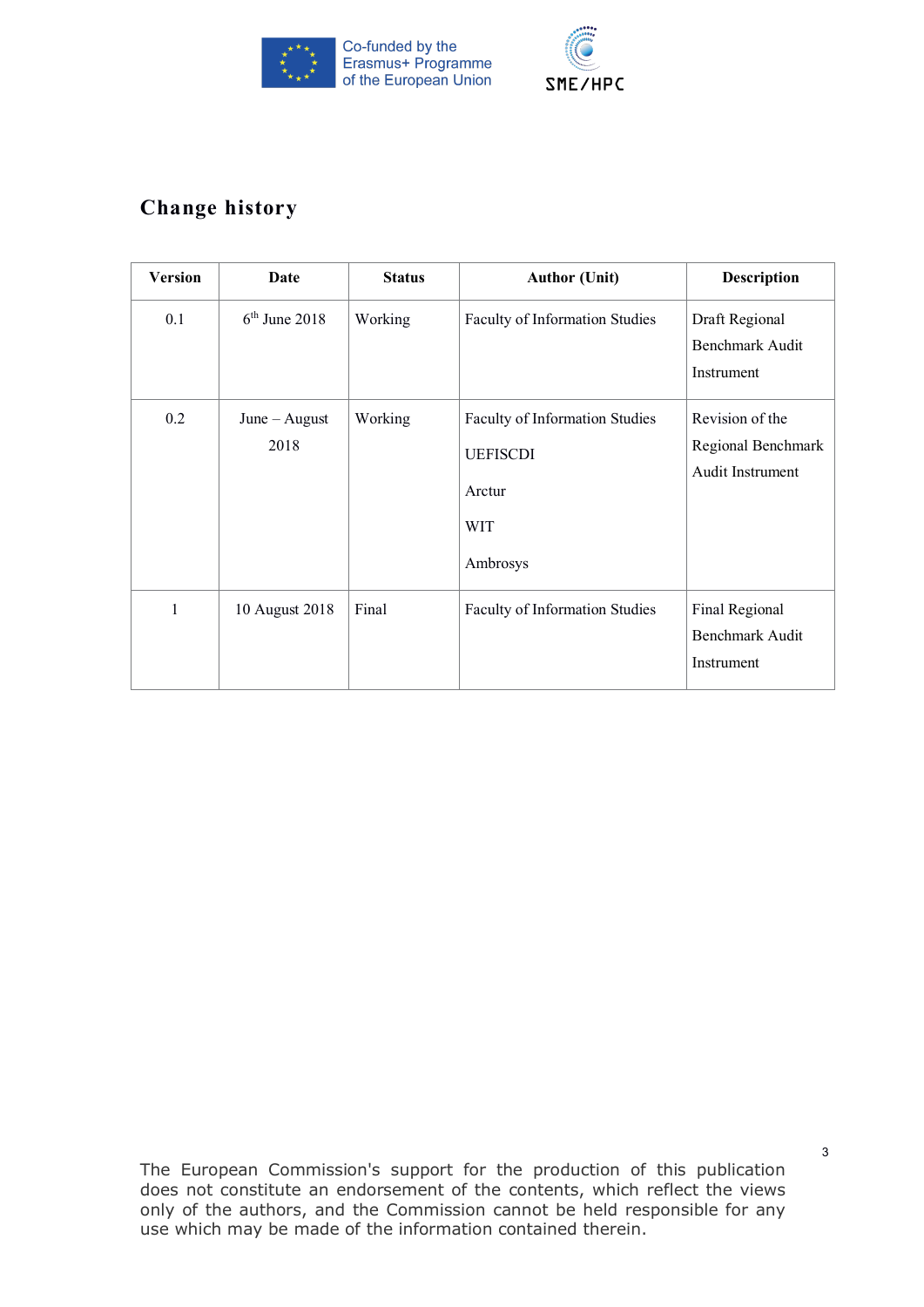## Change history

| Version | Date | Status | Author (Unit) | Description |
|---|---|---|---|---|
| 0.1 | 6th June 2018 | Working | Faculty of Information Studies | Draft Regional Benchmark Audit Instrument |
| 0.2 | June – August 2018 | Working | Faculty of Information Studies<br>UEFISCDI<br>Arctur<br>WIT<br>Ambrosys | Revision of the Regional Benchmark Audit Instrument |
| 1 | 10 August 2018 | Final | Faculty of Information Studies | Final Regional Benchmark Audit Instrument |

The European Commission's support for the production of this publication does not constitute an endorsement of the contents, which reflect the views only of the authors, and the Commission cannot be held responsible for any use which may be made of the information contained therein.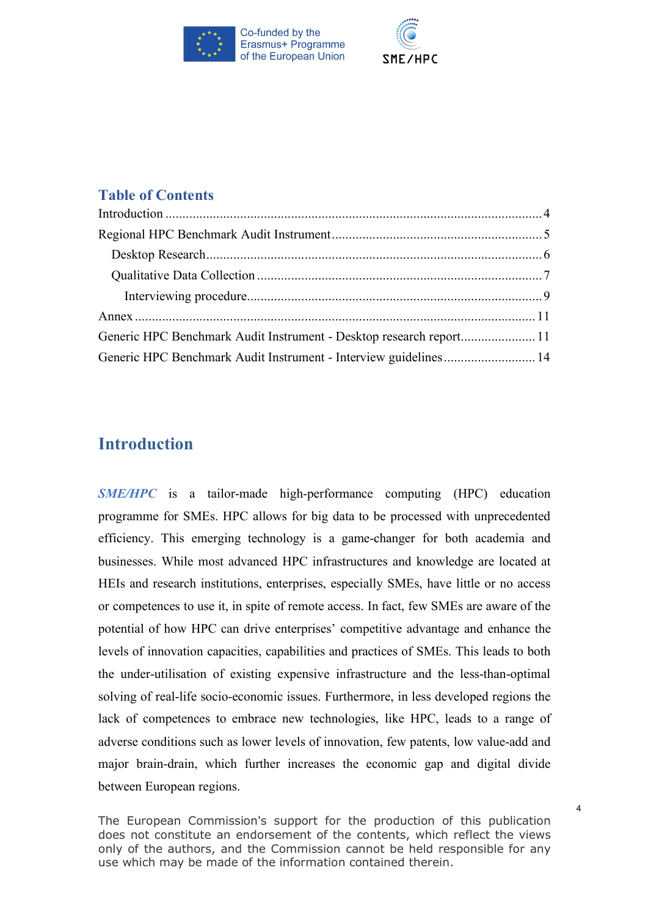## Table of Contents

Introduction ..... 4
Regional HPC Benchmark Audit Instrument ..... 5
  Desktop Research ..... 6
  Qualitative Data Collection ..... 7
    Interviewing procedure ..... 9
Annex ..... 11
Generic HPC Benchmark Audit Instrument - Desktop research report ..... 11
Generic HPC Benchmark Audit Instrument - Interview guidelines ..... 14

# Introduction

***SME/HPC*** is a tailor-made high-performance computing (HPC) education programme for SMEs. HPC allows for big data to be processed with unprecedented efficiency. This emerging technology is a game-changer for both academia and businesses. While most advanced HPC infrastructures and knowledge are located at HEIs and research institutions, enterprises, especially SMEs, have little or no access or competences to use it, in spite of remote access. In fact, few SMEs are aware of the potential of how HPC can drive enterprises' competitive advantage and enhance the levels of innovation capacities, capabilities and practices of SMEs. This leads to both the under-utilisation of existing expensive infrastructure and the less-than-optimal solving of real-life socio-economic issues. Furthermore, in less developed regions the lack of competences to embrace new technologies, like HPC, leads to a range of adverse conditions such as lower levels of innovation, few patents, low value-add and major brain-drain, which further increases the economic gap and digital divide between European regions.

The European Commission's support for the production of this publication does not constitute an endorsement of the contents, which reflect the views only of the authors, and the Commission cannot be held responsible for any use which may be made of the information contained therein.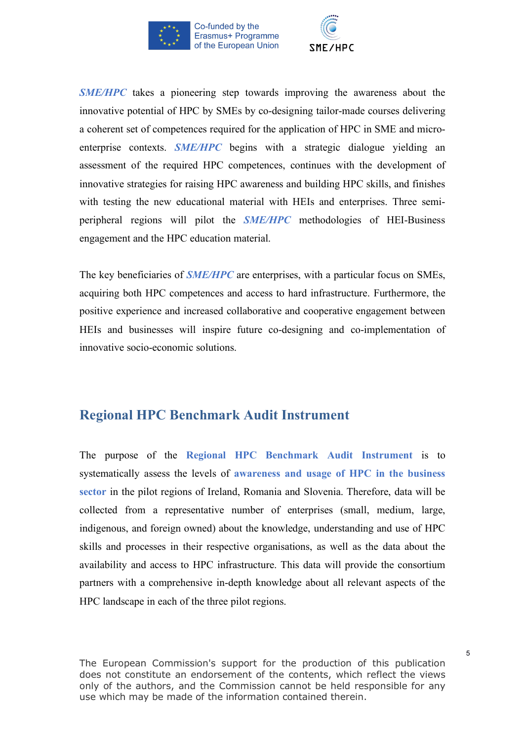***SME/HPC*** takes a pioneering step towards improving the awareness about the innovative potential of HPC by SMEs by co-designing tailor-made courses delivering a coherent set of competences required for the application of HPC in SME and micro-enterprise contexts. ***SME/HPC*** begins with a strategic dialogue yielding an assessment of the required HPC competences, continues with the development of innovative strategies for raising HPC awareness and building HPC skills, and finishes with testing the new educational material with HEIs and enterprises. Three semi-peripheral regions will pilot the ***SME/HPC*** methodologies of HEI-Business engagement and the HPC education material.

The key beneficiaries of ***SME/HPC*** are enterprises, with a particular focus on SMEs, acquiring both HPC competences and access to hard infrastructure. Furthermore, the positive experience and increased collaborative and cooperative engagement between HEIs and businesses will inspire future co-designing and co-implementation of innovative socio-economic solutions.

## Regional HPC Benchmark Audit Instrument

The purpose of the **Regional HPC Benchmark Audit Instrument** is to systematically assess the levels of **awareness and usage of HPC in the business sector** in the pilot regions of Ireland, Romania and Slovenia. Therefore, data will be collected from a representative number of enterprises (small, medium, large, indigenous, and foreign owned) about the knowledge, understanding and use of HPC skills and processes in their respective organisations, as well as the data about the availability and access to HPC infrastructure. This data will provide the consortium partners with a comprehensive in-depth knowledge about all relevant aspects of the HPC landscape in each of the three pilot regions.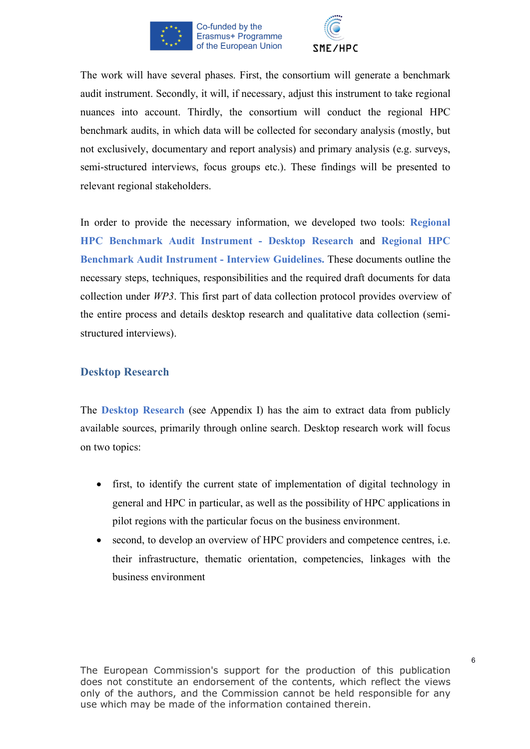The work will have several phases. First, the consortium will generate a benchmark audit instrument. Secondly, it will, if necessary, adjust this instrument to take regional nuances into account. Thirdly, the consortium will conduct the regional HPC benchmark audits, in which data will be collected for secondary analysis (mostly, but not exclusively, documentary and report analysis) and primary analysis (e.g. surveys, semi-structured interviews, focus groups etc.). These findings will be presented to relevant regional stakeholders.

In order to provide the necessary information, we developed two tools: **Regional HPC Benchmark Audit Instrument - Desktop Research** and **Regional HPC Benchmark Audit Instrument - Interview Guidelines.** These documents outline the necessary steps, techniques, responsibilities and the required draft documents for data collection under *WP3*. This first part of data collection protocol provides overview of the entire process and details desktop research and qualitative data collection (semi-structured interviews).

## Desktop Research

The **Desktop Research** (see Appendix I) has the aim to extract data from publicly available sources, primarily through online search. Desktop research work will focus on two topics:

- first, to identify the current state of implementation of digital technology in general and HPC in particular, as well as the possibility of HPC applications in pilot regions with the particular focus on the business environment.
- second, to develop an overview of HPC providers and competence centres, i.e. their infrastructure, thematic orientation, competencies, linkages with the business environment

The European Commission's support for the production of this publication does not constitute an endorsement of the contents, which reflect the views only of the authors, and the Commission cannot be held responsible for any use which may be made of the information contained therein.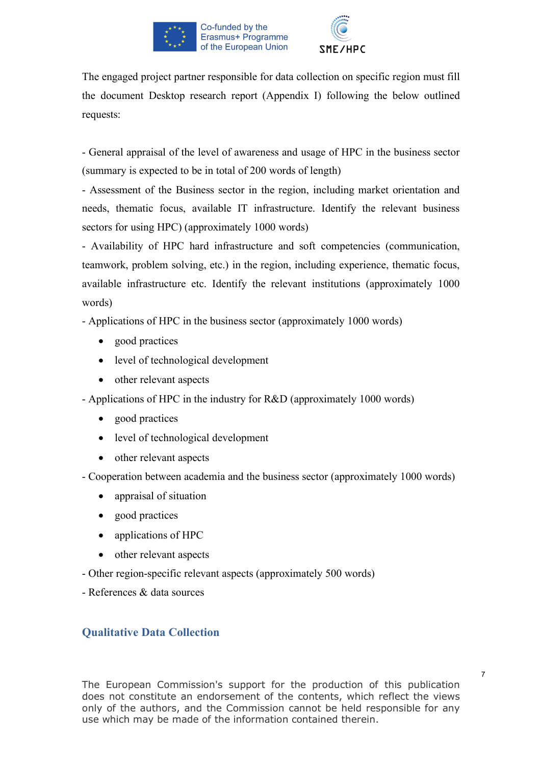The engaged project partner responsible for data collection on specific region must fill the document Desktop research report (Appendix I) following the below outlined requests:

- General appraisal of the level of awareness and usage of HPC in the business sector (summary is expected to be in total of 200 words of length)
- Assessment of the Business sector in the region, including market orientation and needs, thematic focus, available IT infrastructure. Identify the relevant business sectors for using HPC) (approximately 1000 words)
- Availability of HPC hard infrastructure and soft competencies (communication, teamwork, problem solving, etc.) in the region, including experience, thematic focus, available infrastructure etc. Identify the relevant institutions (approximately 1000 words)
- Applications of HPC in the business sector (approximately 1000 words)
    - good practices
    - level of technological development
    - other relevant aspects
- Applications of HPC in the industry for R&D (approximately 1000 words)
    - good practices
    - level of technological development
    - other relevant aspects
- Cooperation between academia and the business sector (approximately 1000 words)
    - appraisal of situation
    - good practices
    - applications of HPC
    - other relevant aspects
- Other region-specific relevant aspects (approximately 500 words)
- References & data sources

## Qualitative Data Collection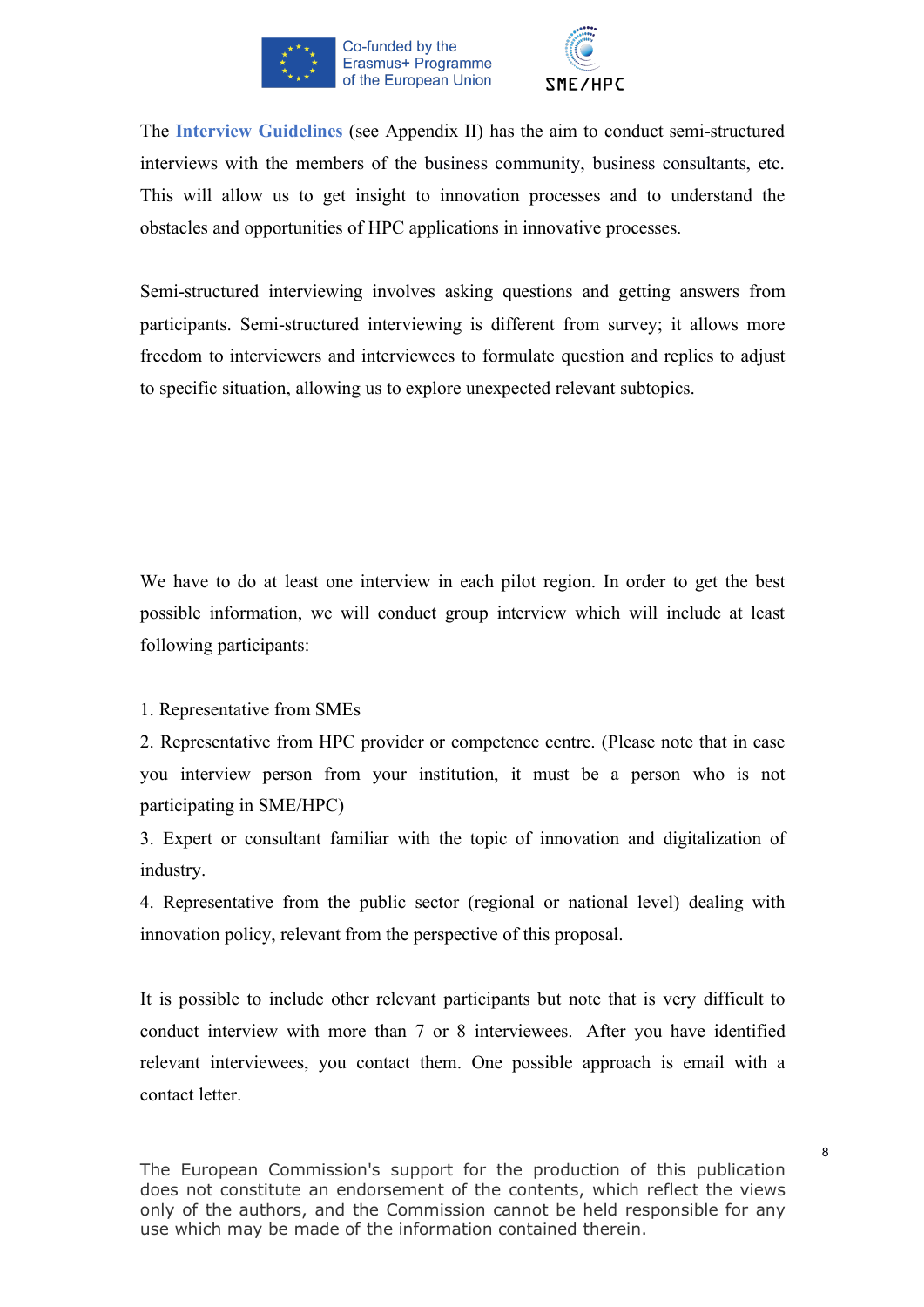The **Interview Guidelines** (see Appendix II) has the aim to conduct semi-structured interviews with the members of the business community, business consultants, etc. This will allow us to get insight to innovation processes and to understand the obstacles and opportunities of HPC applications in innovative processes.

Semi-structured interviewing involves asking questions and getting answers from participants. Semi-structured interviewing is different from survey; it allows more freedom to interviewers and interviewees to formulate question and replies to adjust to specific situation, allowing us to explore unexpected relevant subtopics.

We have to do at least one interview in each pilot region. In order to get the best possible information, we will conduct group interview which will include at least following participants:

1. Representative from SMEs
2. Representative from HPC provider or competence centre. (Please note that in case you interview person from your institution, it must be a person who is not participating in SME/HPC)
3. Expert or consultant familiar with the topic of innovation and digitalization of industry.
4. Representative from the public sector (regional or national level) dealing with innovation policy, relevant from the perspective of this proposal.

It is possible to include other relevant participants but note that is very difficult to conduct interview with more than 7 or 8 interviewees. After you have identified relevant interviewees, you contact them. One possible approach is email with a contact letter.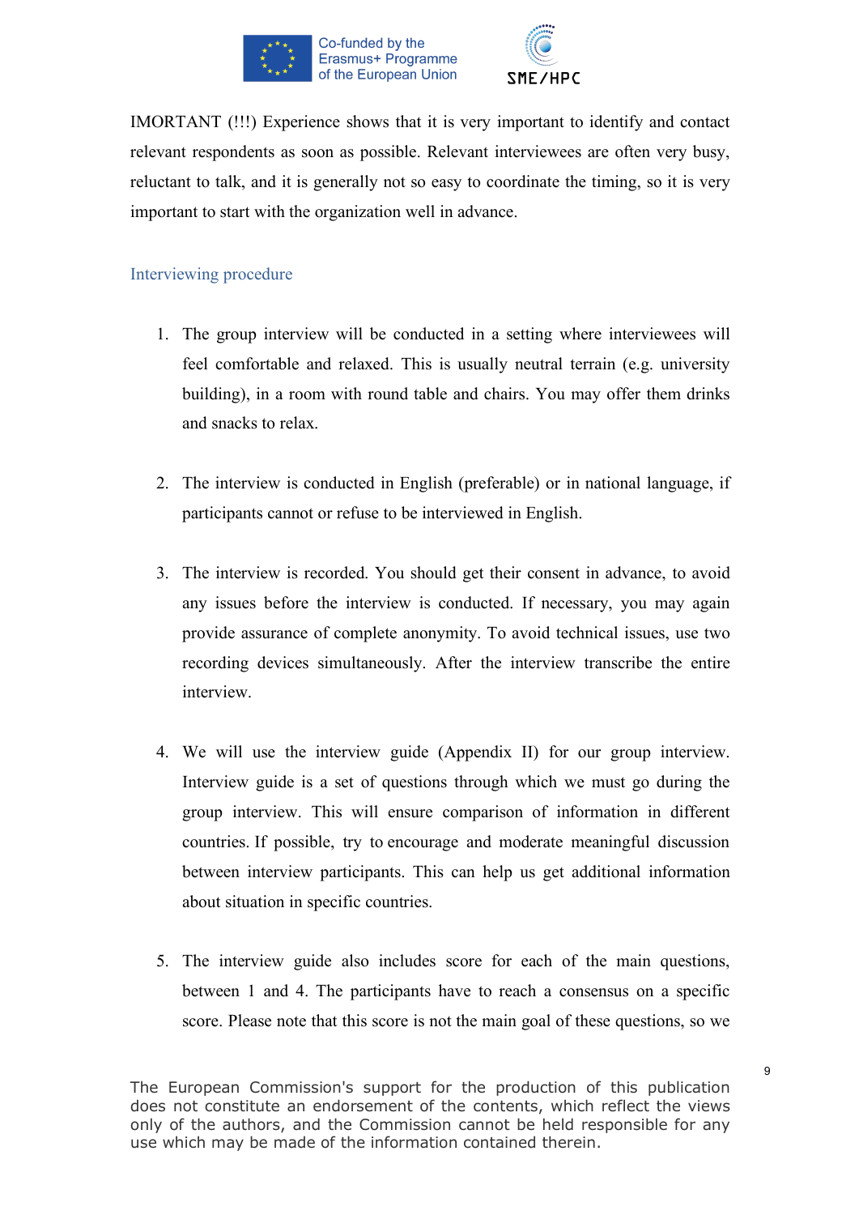IMORTANT (!!!) Experience shows that it is very important to identify and contact relevant respondents as soon as possible. Relevant interviewees are often very busy, reluctant to talk, and it is generally not so easy to coordinate the timing, so it is very important to start with the organization well in advance.

## Interviewing procedure

1. The group interview will be conducted in a setting where interviewees will feel comfortable and relaxed. This is usually neutral terrain (e.g. university building), in a room with round table and chairs. You may offer them drinks and snacks to relax.

2. The interview is conducted in English (preferable) or in national language, if participants cannot or refuse to be interviewed in English.

3. The interview is recorded. You should get their consent in advance, to avoid any issues before the interview is conducted. If necessary, you may again provide assurance of complete anonymity. To avoid technical issues, use two recording devices simultaneously. After the interview transcribe the entire interview.

4. We will use the interview guide (Appendix II) for our group interview. Interview guide is a set of questions through which we must go during the group interview. This will ensure comparison of information in different countries. If possible, try to encourage and moderate meaningful discussion between interview participants. This can help us get additional information about situation in specific countries.

5. The interview guide also includes score for each of the main questions, between 1 and 4. The participants have to reach a consensus on a specific score. Please note that this score is not the main goal of these questions, so we

The European Commission's support for the production of this publication does not constitute an endorsement of the contents, which reflect the views only of the authors, and the Commission cannot be held responsible for any use which may be made of the information contained therein.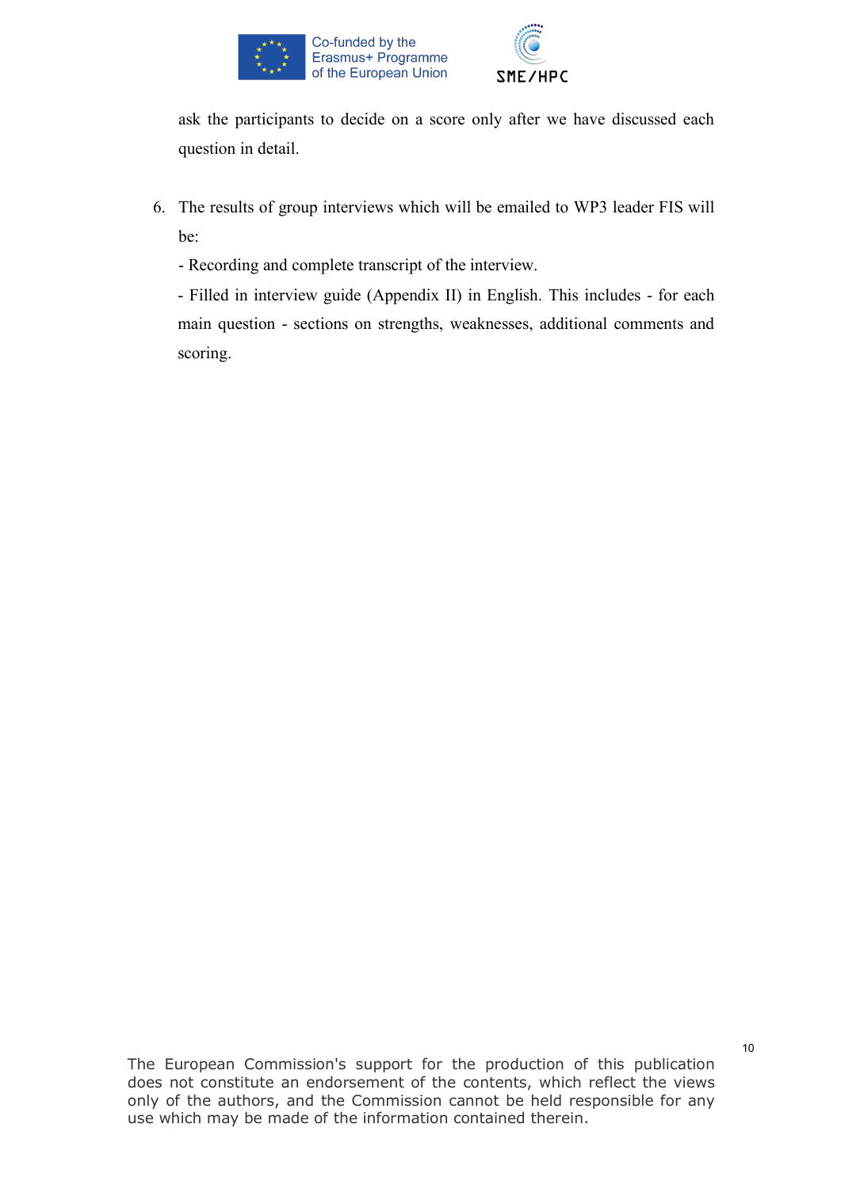ask the participants to decide on a score only after we have discussed each question in detail.

6. The results of group interviews which will be emailed to WP3 leader FIS will be:

   - Recording and complete transcript of the interview.

   - Filled in interview guide (Appendix II) in English. This includes - for each main question - sections on strengths, weaknesses, additional comments and scoring.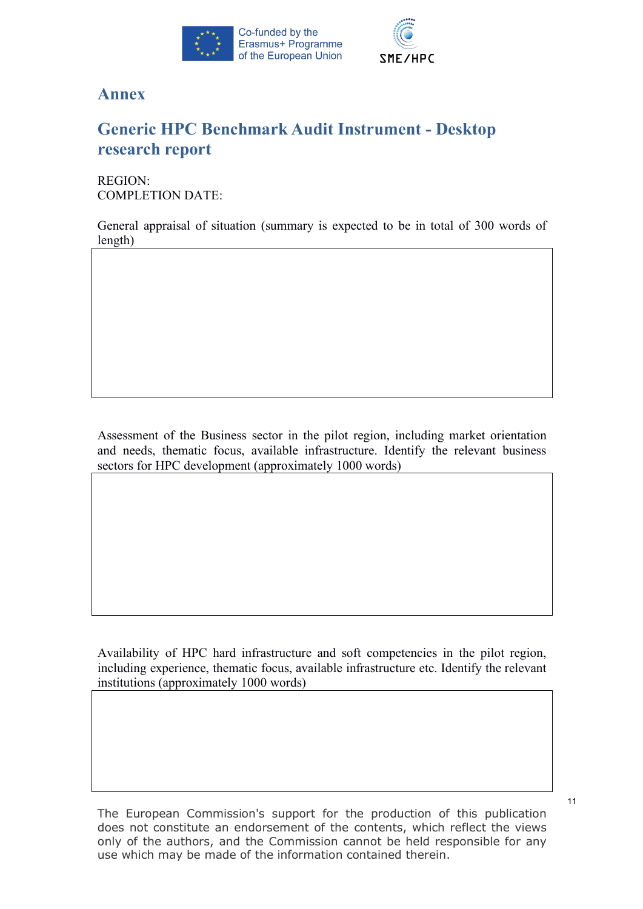# Annex

## Generic HPC Benchmark Audit Instrument - Desktop research report

REGION:
COMPLETION DATE:

General appraisal of situation (summary is expected to be in total of 300 words of length)

|  |
|---|
|  |

Assessment of the Business sector in the pilot region, including market orientation and needs, thematic focus, available infrastructure. Identify the relevant business sectors for HPC development (approximately 1000 words)

|  |
|---|
|  |

Availability of HPC hard infrastructure and soft competencies in the pilot region, including experience, thematic focus, available infrastructure etc. Identify the relevant institutions (approximately 1000 words)

|  |
|---|
|  |

The European Commission's support for the production of this publication does not constitute an endorsement of the contents, which reflect the views only of the authors, and the Commission cannot be held responsible for any use which may be made of the information contained therein.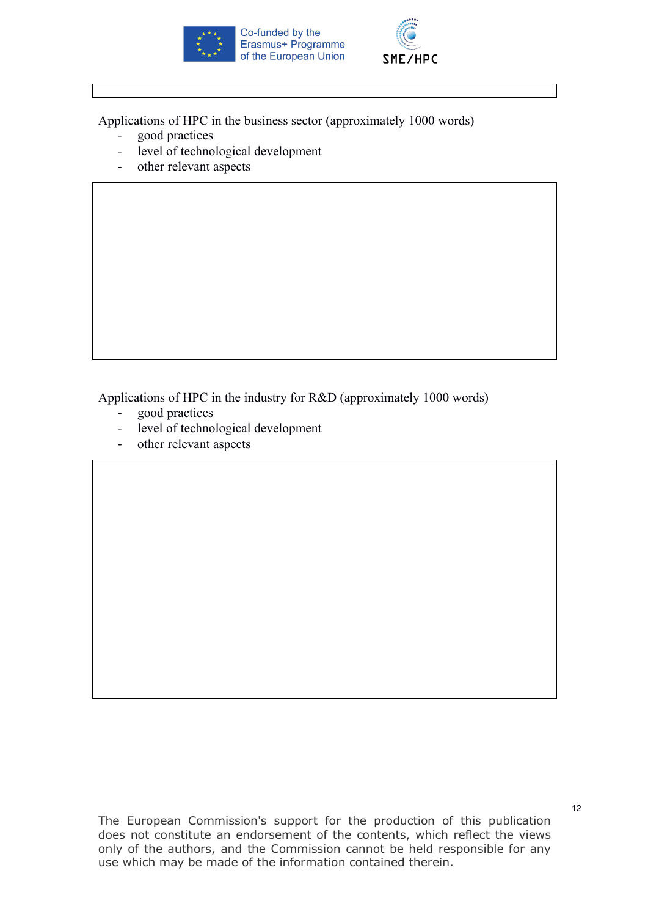Applications of HPC in the business sector (approximately 1000 words)

- good practices
- level of technological development
- other relevant aspects

Applications of HPC in the industry for R&D (approximately 1000 words)

- good practices
- level of technological development
- other relevant aspects

The European Commission's support for the production of this publication does not constitute an endorsement of the contents, which reflect the views only of the authors, and the Commission cannot be held responsible for any use which may be made of the information contained therein.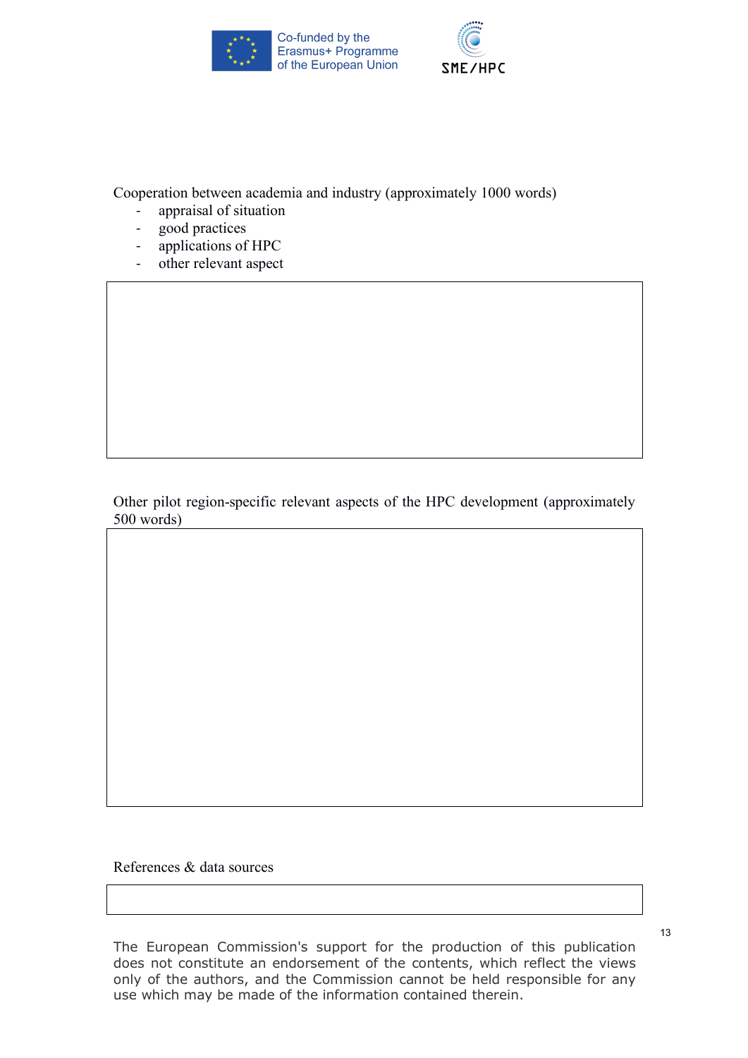Cooperation between academia and industry (approximately 1000 words)

- appraisal of situation
- good practices
- applications of HPC
- other relevant aspect

| |
|---|
| |

Other pilot region-specific relevant aspects of the HPC development (approximately 500 words)

| |
|---|
| |

References & data sources

| |
|---|
| |

The European Commission's support for the production of this publication does not constitute an endorsement of the contents, which reflect the views only of the authors, and the Commission cannot be held responsible for any use which may be made of the information contained therein.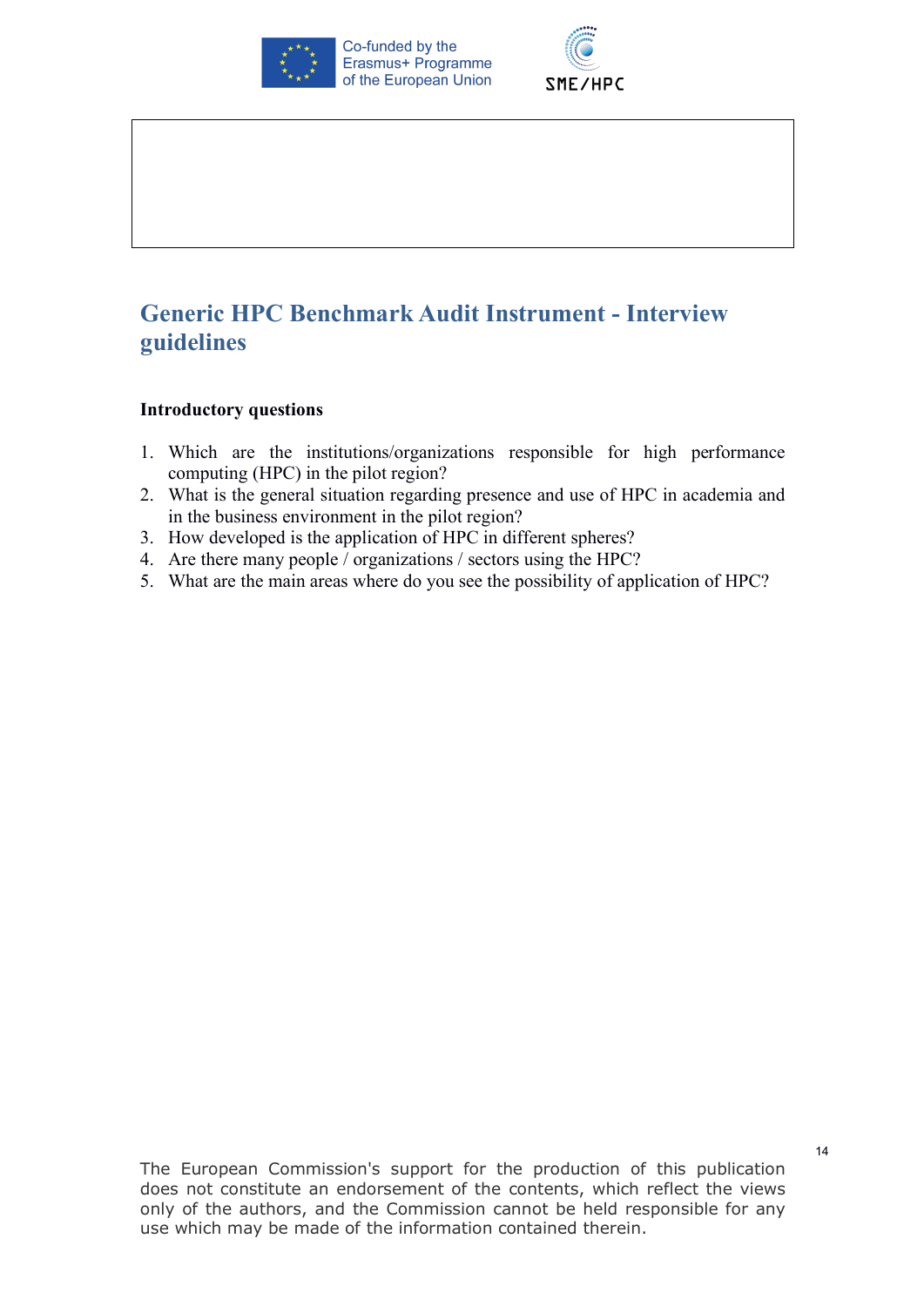## Generic HPC Benchmark Audit Instrument - Interview guidelines

**Introductory questions**

1. Which are the institutions/organizations responsible for high performance computing (HPC) in the pilot region?
2. What is the general situation regarding presence and use of HPC in academia and in the business environment in the pilot region?
3. How developed is the application of HPC in different spheres?
4. Are there many people / organizations / sectors using the HPC?
5. What are the main areas where do you see the possibility of application of HPC?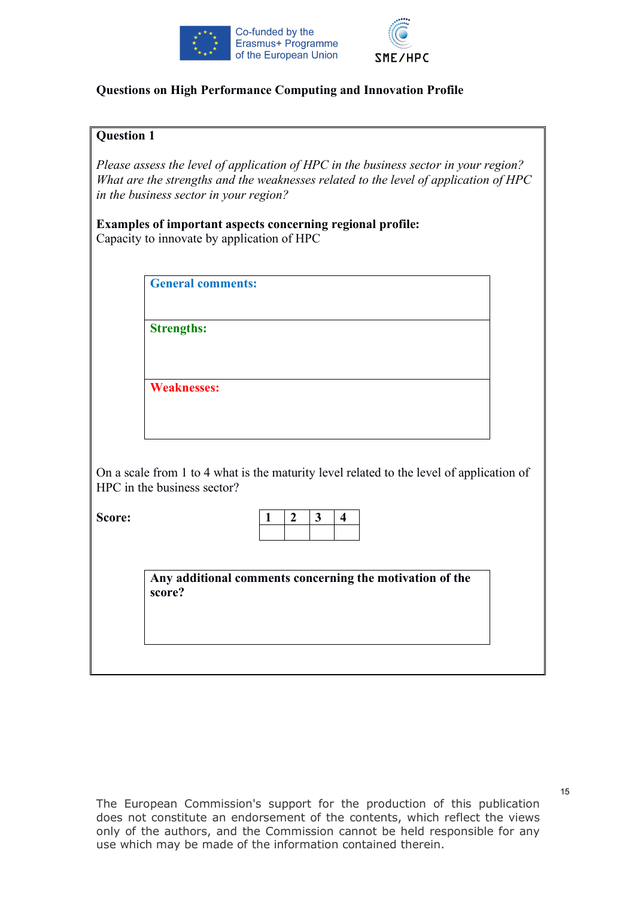## Questions on High Performance Computing and Innovation Profile

**Question 1**

*Please assess the level of application of HPC in the business sector in your region? What are the strengths and the weaknesses related to the level of application of HPC in the business sector in your region?*

**Examples of important aspects concerning regional profile:**
Capacity to innovate by application of HPC

| **General comments:** |
|---|
| **Strengths:** |
| **Weaknesses:** |

On a scale from 1 to 4 what is the maturity level related to the level of application of HPC in the business sector?

**Score:**

| 1 | 2 | 3 | 4 |
|---|---|---|---|
| | | | |

| **Any additional comments concerning the motivation of the score?** |
|---|
| |

The European Commission's support for the production of this publication does not constitute an endorsement of the contents, which reflect the views only of the authors, and the Commission cannot be held responsible for any use which may be made of the information contained therein.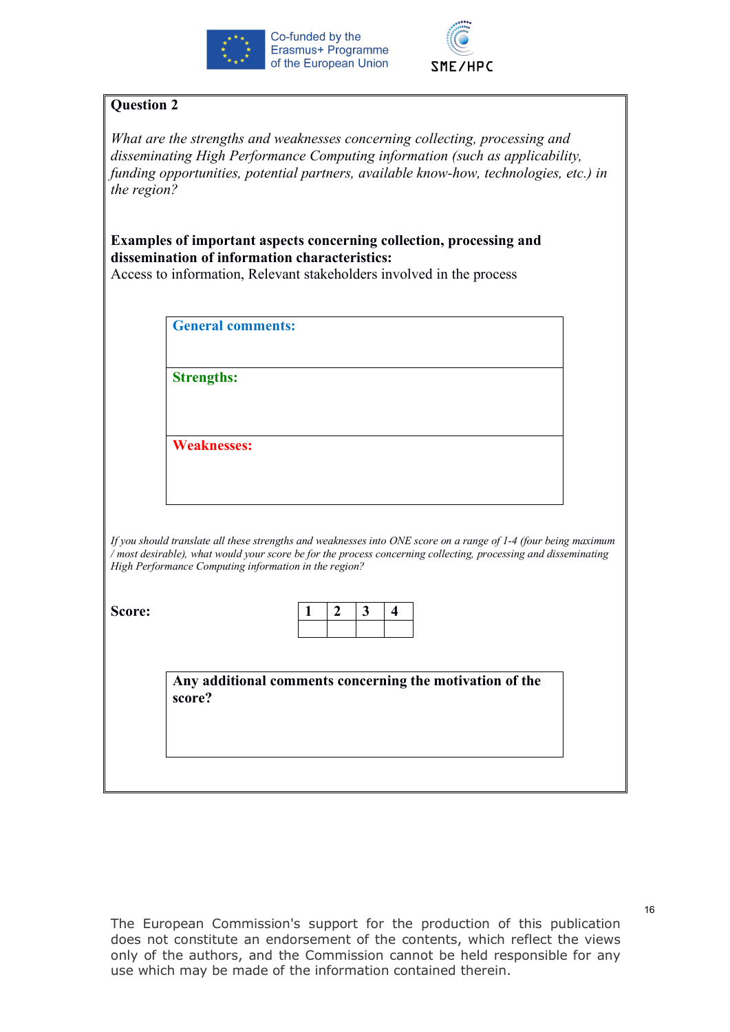**Question 2**

*What are the strengths and weaknesses concerning collecting, processing and disseminating High Performance Computing information (such as applicability, funding opportunities, potential partners, available know-how, technologies, etc.) in the region?*

**Examples of important aspects concerning collection, processing and dissemination of information characteristics:**
Access to information, Relevant stakeholders involved in the process

| **General comments:** |
|---|
| **Strengths:** |
| **Weaknesses:** |

*If you should translate all these strengths and weaknesses into ONE score on a range of 1-4 (four being maximum / most desirable), what would your score be for the process concerning collecting, processing and disseminating High Performance Computing information in the region?*

**Score:**

| 1 | 2 | 3 | 4 |
|---|---|---|---|
| | | | |

| **Any additional comments concerning the motivation of the score?** |
|---|
| |

The European Commission's support for the production of this publication does not constitute an endorsement of the contents, which reflect the views only of the authors, and the Commission cannot be held responsible for any use which may be made of the information contained therein.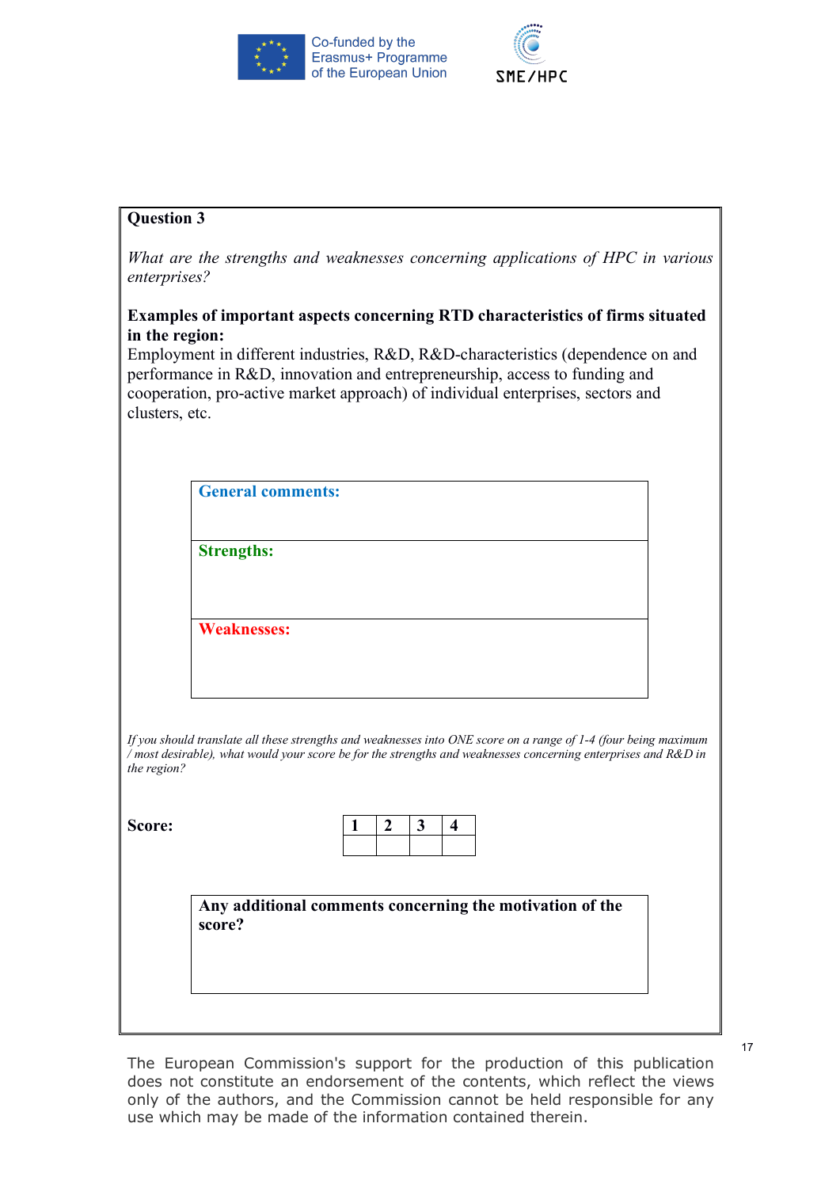**Question 3**

*What are the strengths and weaknesses concerning applications of HPC in various enterprises?*

**Examples of important aspects concerning RTD characteristics of firms situated in the region:**
Employment in different industries, R&D, R&D-characteristics (dependence on and performance in R&D, innovation and entrepreneurship, access to funding and cooperation, pro-active market approach) of individual enterprises, sectors and clusters, etc.

| **General comments:** |
|---|
| **Strengths:** |
| **Weaknesses:** |

*If you should translate all these strengths and weaknesses into ONE score on a range of 1-4 (four being maximum / most desirable), what would your score be for the strengths and weaknesses concerning enterprises and R&D in the region?*

**Score:**

| 1 | 2 | 3 | 4 |
|---|---|---|---|
| | | | |

| **Any additional comments concerning the motivation of the score?** |
|---|
| |

The European Commission's support for the production of this publication does not constitute an endorsement of the contents, which reflect the views only of the authors, and the Commission cannot be held responsible for any use which may be made of the information contained therein.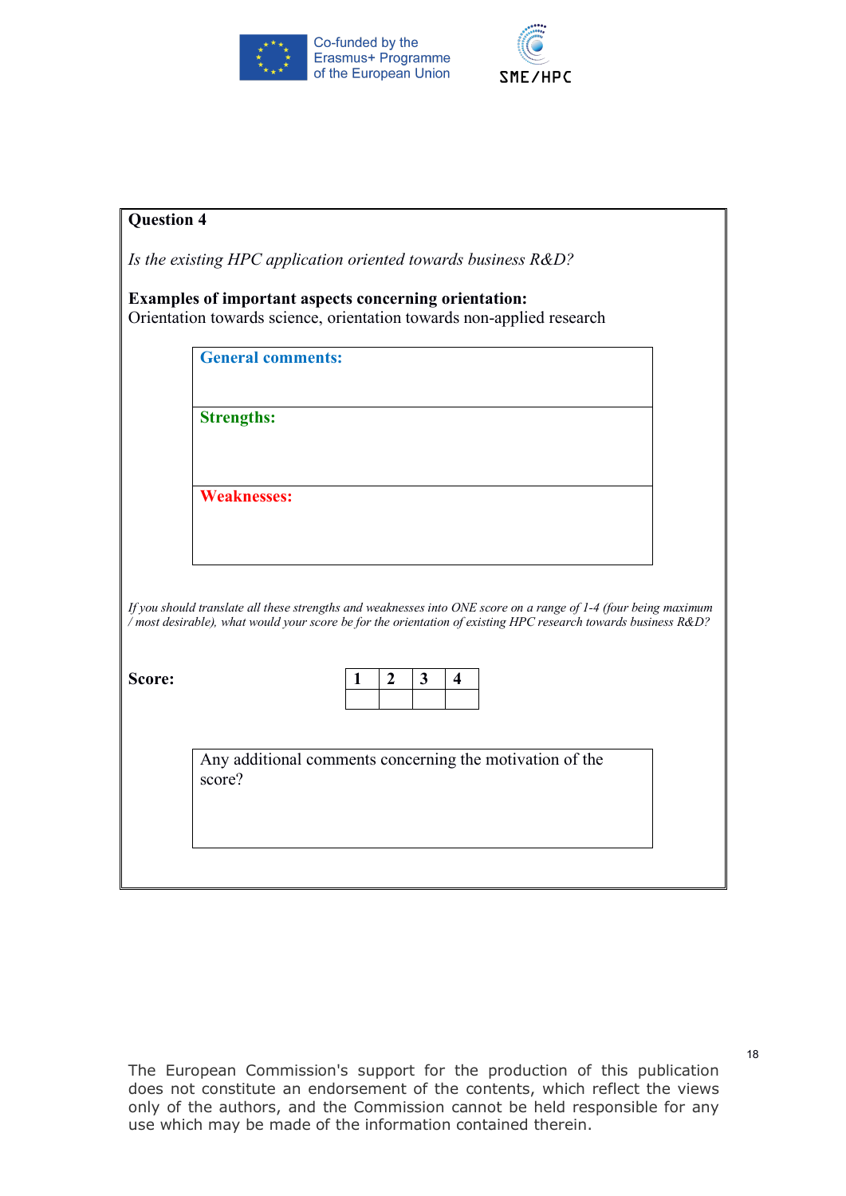**Question 4**

*Is the existing HPC application oriented towards business R&D?*

**Examples of important aspects concerning orientation:**
Orientation towards science, orientation towards non-applied research

| General comments: |
|---|
| **Strengths:** |
| **Weaknesses:** |

*If you should translate all these strengths and weaknesses into ONE score on a range of 1-4 (four being maximum / most desirable), what would your score be for the orientation of existing HPC research towards business R&D?*

**Score:**

| 1 | 2 | 3 | 4 |
|---|---|---|---|
| | | | |

| Any additional comments concerning the motivation of the score? |
|---|
| |

The European Commission's support for the production of this publication does not constitute an endorsement of the contents, which reflect the views only of the authors, and the Commission cannot be held responsible for any use which may be made of the information contained therein.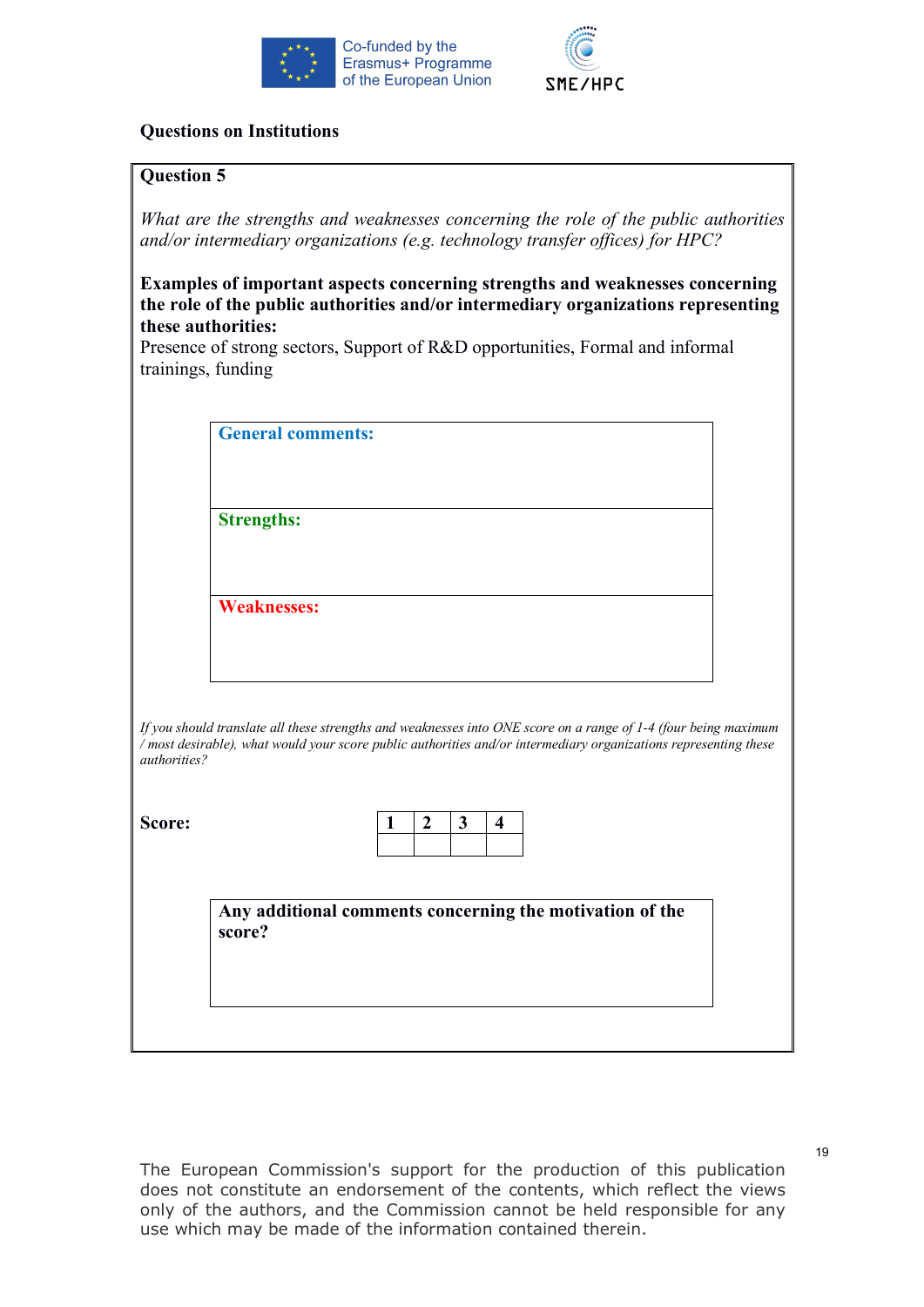### Questions on Institutions

**Question 5**

*What are the strengths and weaknesses concerning the role of the public authorities and/or intermediary organizations (e.g. technology transfer offices) for HPC?*

**Examples of important aspects concerning strengths and weaknesses concerning the role of the public authorities and/or intermediary organizations representing these authorities:**
Presence of strong sectors, Support of R&D opportunities, Formal and informal trainings, funding

| **General comments:** |
|---|
| **Strengths:** |
| **Weaknesses:** |

*If you should translate all these strengths and weaknesses into ONE score on a range of 1-4 (four being maximum / most desirable), what would your score public authorities and/or intermediary organizations representing these authorities?*

**Score:**

| 1 | 2 | 3 | 4 |
|---|---|---|---|
| | | | |

| **Any additional comments concerning the motivation of the score?** |
|---|
| |

The European Commission's support for the production of this publication does not constitute an endorsement of the contents, which reflect the views only of the authors, and the Commission cannot be held responsible for any use which may be made of the information contained therein.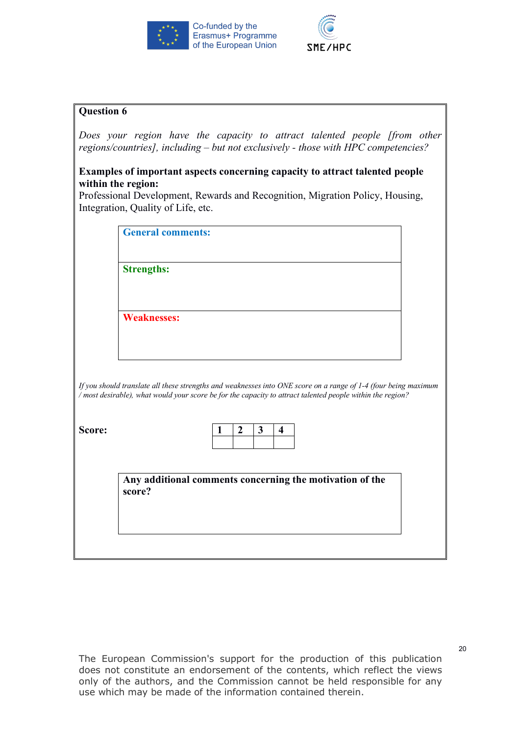## Question 6

*Does your region have the capacity to attract talented people [from other regions/countries], including – but not exclusively - those with HPC competencies?*

**Examples of important aspects concerning capacity to attract talented people within the region:**
Professional Development, Rewards and Recognition, Migration Policy, Housing, Integration, Quality of Life, etc.

| **General comments:** |
|---|
| **Strengths:** |
| **Weaknesses:** |

*If you should translate all these strengths and weaknesses into ONE score on a range of 1-4 (four being maximum / most desirable), what would your score be for the capacity to attract talented people within the region?*

**Score:**

| **1** | **2** | **3** | **4** |
|---|---|---|---|
| | | | |

| **Any additional comments concerning the motivation of the score?** |
|---|
| |

The European Commission's support for the production of this publication does not constitute an endorsement of the contents, which reflect the views only of the authors, and the Commission cannot be held responsible for any use which may be made of the information contained therein.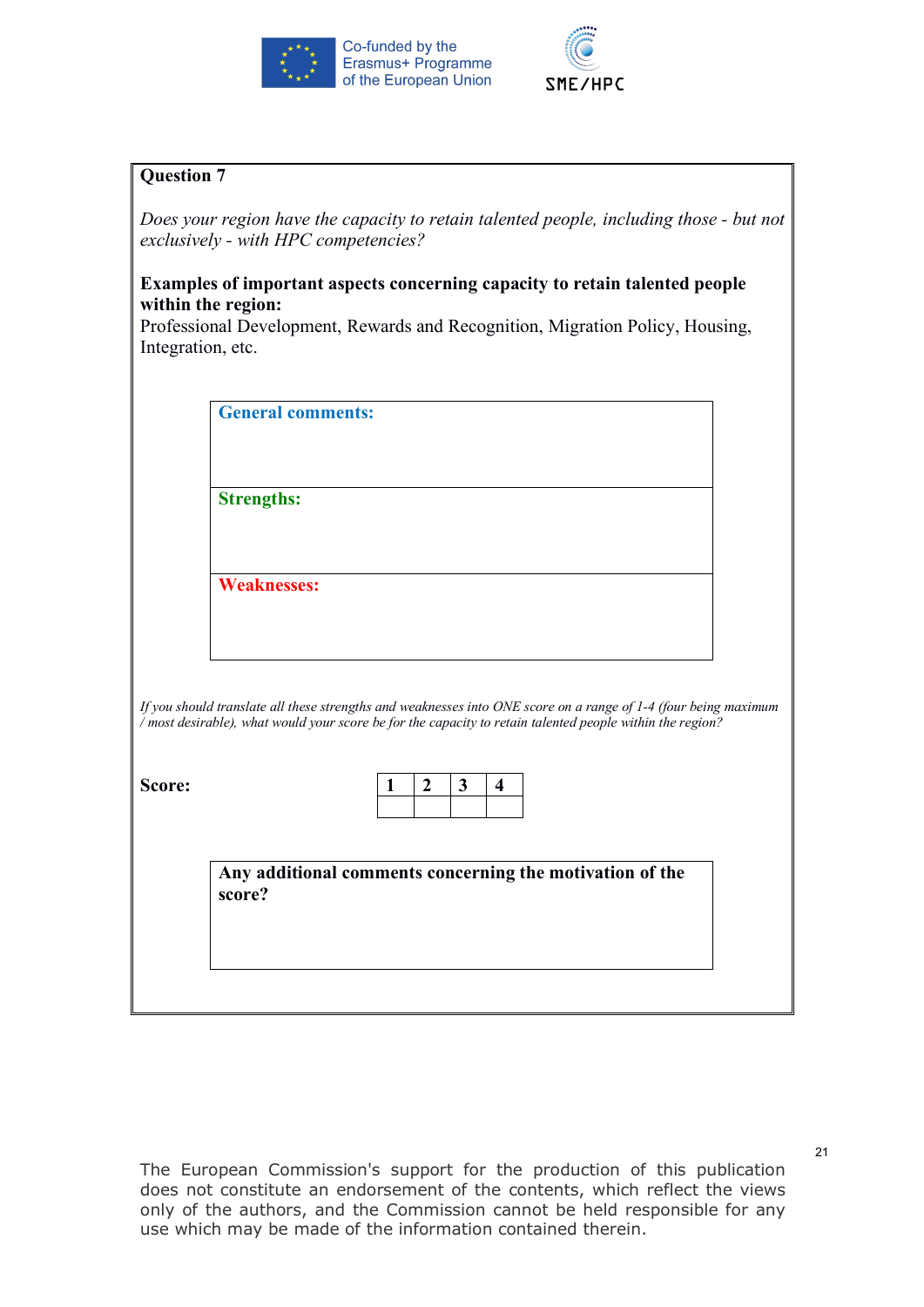## Question 7

*Does your region have the capacity to retain talented people, including those - but not exclusively - with HPC competencies?*

**Examples of important aspects concerning capacity to retain talented people within the region:**
Professional Development, Rewards and Recognition, Migration Policy, Housing, Integration, etc.

| **General comments:** |
|---|
| **Strengths:** |
| **Weaknesses:** |

*If you should translate all these strengths and weaknesses into ONE score on a range of 1-4 (four being maximum / most desirable), what would your score be for the capacity to retain talented people within the region?*

**Score:**

| 1 | 2 | 3 | 4 |
|---|---|---|---|
| | | | |

| **Any additional comments concerning the motivation of the score?** |
|---|

The European Commission's support for the production of this publication does not constitute an endorsement of the contents, which reflect the views only of the authors, and the Commission cannot be held responsible for any use which may be made of the information contained therein.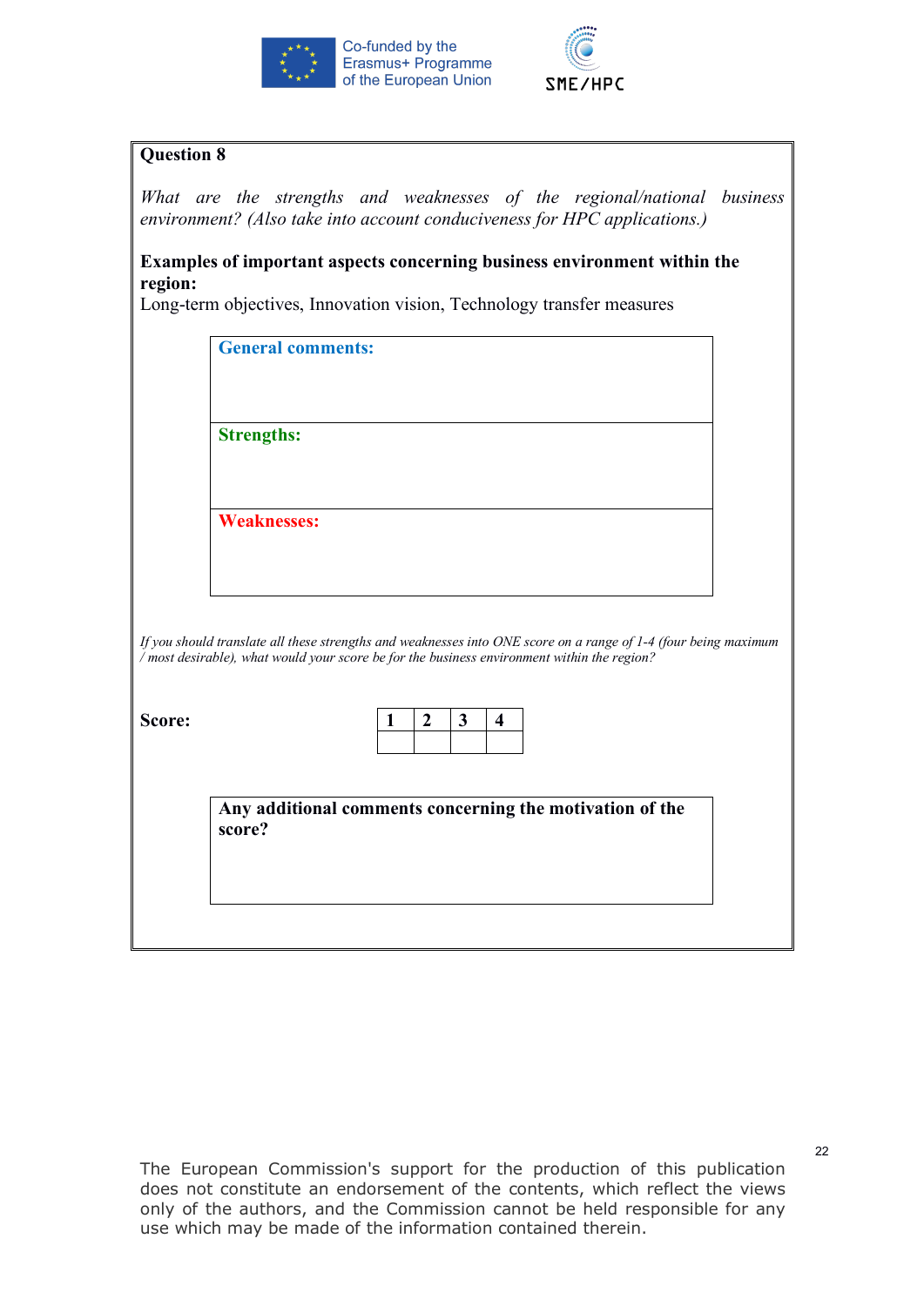**Question 8**

*What are the strengths and weaknesses of the regional/national business environment? (Also take into account conduciveness for HPC applications.)*

**Examples of important aspects concerning business environment within the region:**
Long-term objectives, Innovation vision, Technology transfer measures

| **General comments:** |
|---|
| |
| **Strengths:** |
| |
| **Weaknesses:** |
| |

*If you should translate all these strengths and weaknesses into ONE score on a range of 1-4 (four being maximum / most desirable), what would your score be for the business environment within the region?*

**Score:**

| 1 | 2 | 3 | 4 |
|---|---|---|---|
| | | | |

| **Any additional comments concerning the motivation of the score?** |
|---|
| |

The European Commission's support for the production of this publication does not constitute an endorsement of the contents, which reflect the views only of the authors, and the Commission cannot be held responsible for any use which may be made of the information contained therein.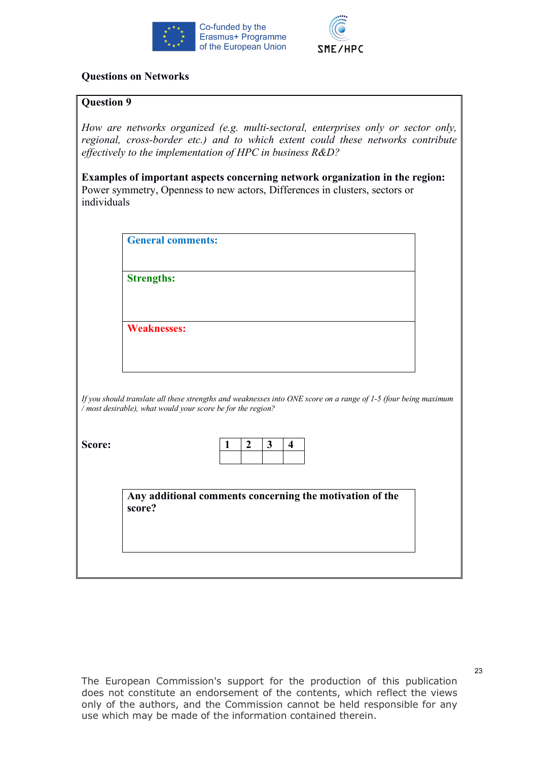## Questions on Networks

### Question 9

*How are networks organized (e.g. multi-sectoral, enterprises only or sector only, regional, cross-border etc.) and to which extent could these networks contribute effectively to the implementation of HPC in business R&D?*

**Examples of important aspects concerning network organization in the region:**
Power symmetry, Openness to new actors, Differences in clusters, sectors or individuals

| **General comments:** |
|---|
| **Strengths:** |
| **Weaknesses:** |

*If you should translate all these strengths and weaknesses into ONE score on a range of 1-5 (four being maximum / most desirable), what would your score be for the region?*

**Score:**

| 1 | 2 | 3 | 4 |
|---|---|---|---|
| | | | |

| **Any additional comments concerning the motivation of the score?** |
|---|
| |

The European Commission's support for the production of this publication does not constitute an endorsement of the contents, which reflect the views only of the authors, and the Commission cannot be held responsible for any use which may be made of the information contained therein.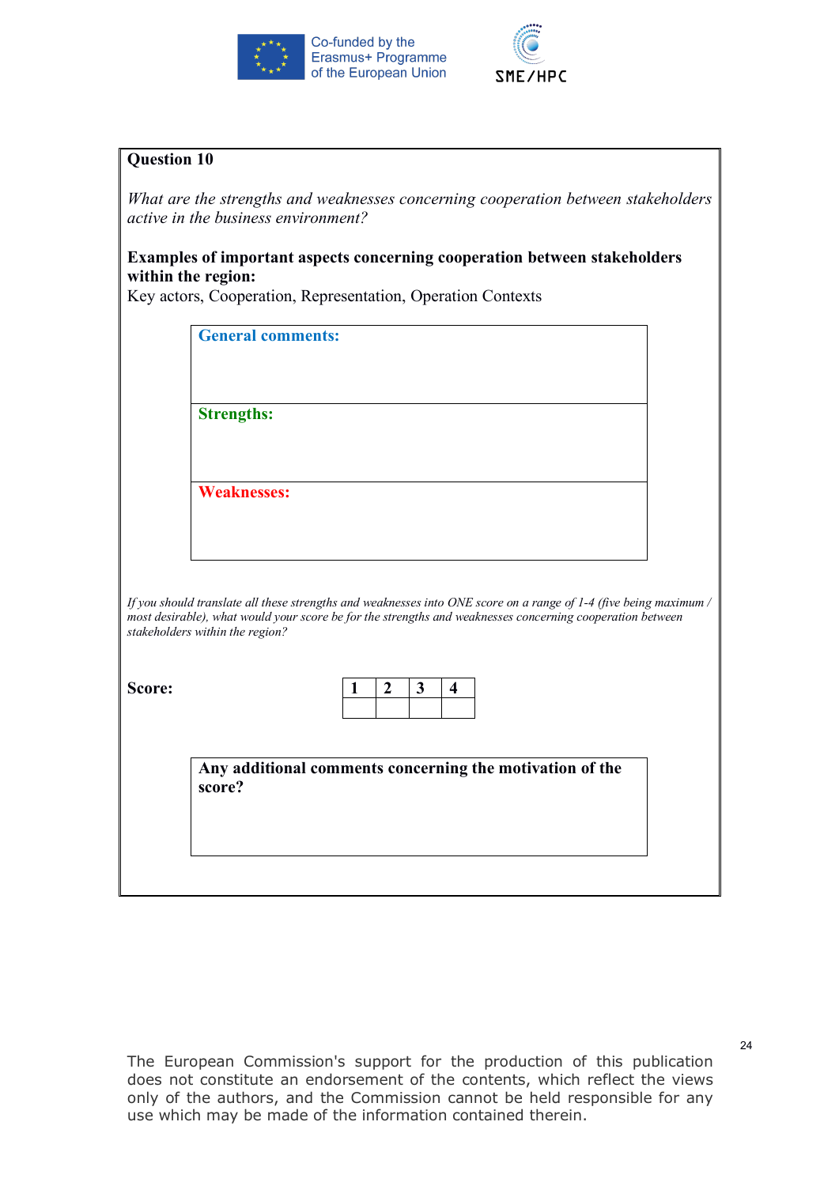**Question 10**

*What are the strengths and weaknesses concerning cooperation between stakeholders active in the business environment?*

**Examples of important aspects concerning cooperation between stakeholders within the region:**
Key actors, Cooperation, Representation, Operation Contexts

| **General comments:** |
|---|
| **Strengths:** |
| **Weaknesses:** |

*If you should translate all these strengths and weaknesses into ONE score on a range of 1-4 (five being maximum / most desirable), what would your score be for the strengths and weaknesses concerning cooperation between stakeholders within the region?*

**Score:**

| 1 | 2 | 3 | 4 |
|---|---|---|---|
| | | | |

| **Any additional comments concerning the motivation of the score?** |
|---|
| |

The European Commission's support for the production of this publication does not constitute an endorsement of the contents, which reflect the views only of the authors, and the Commission cannot be held responsible for any use which may be made of the information contained therein.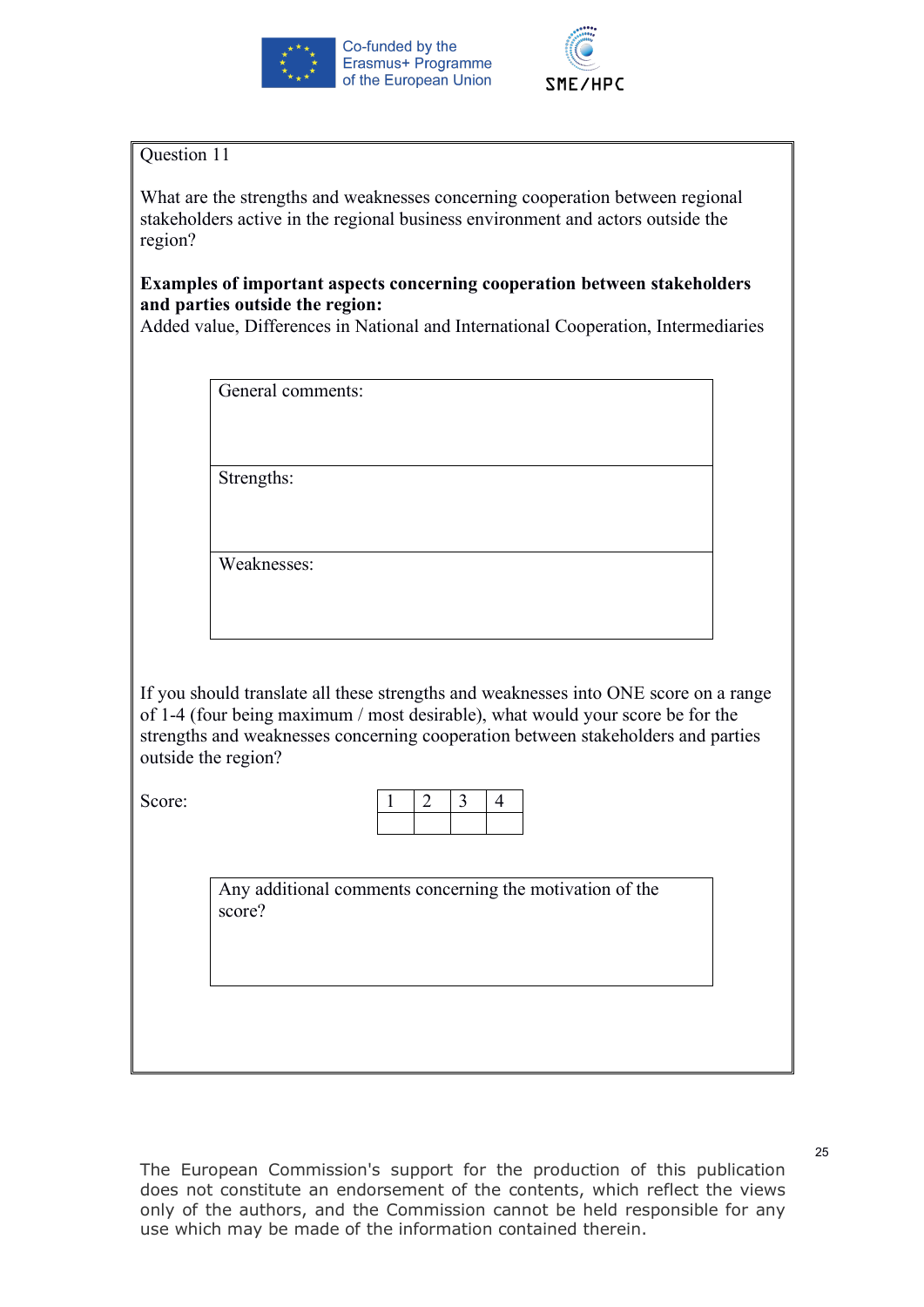Question 11

What are the strengths and weaknesses concerning cooperation between regional stakeholders active in the regional business environment and actors outside the region?

**Examples of important aspects concerning cooperation between stakeholders and parties outside the region:**
Added value, Differences in National and International Cooperation, Intermediaries

| General comments: |
| --- |
| Strengths: |
| Weaknesses: |

If you should translate all these strengths and weaknesses into ONE score on a range of 1-4 (four being maximum / most desirable), what would your score be for the strengths and weaknesses concerning cooperation between stakeholders and parties outside the region?

Score:

| 1 | 2 | 3 | 4 |
| --- | --- | --- | --- |
| | | | |

| Any additional comments concerning the motivation of the score? |
| --- |

The European Commission's support for the production of this publication does not constitute an endorsement of the contents, which reflect the views only of the authors, and the Commission cannot be held responsible for any use which may be made of the information contained therein.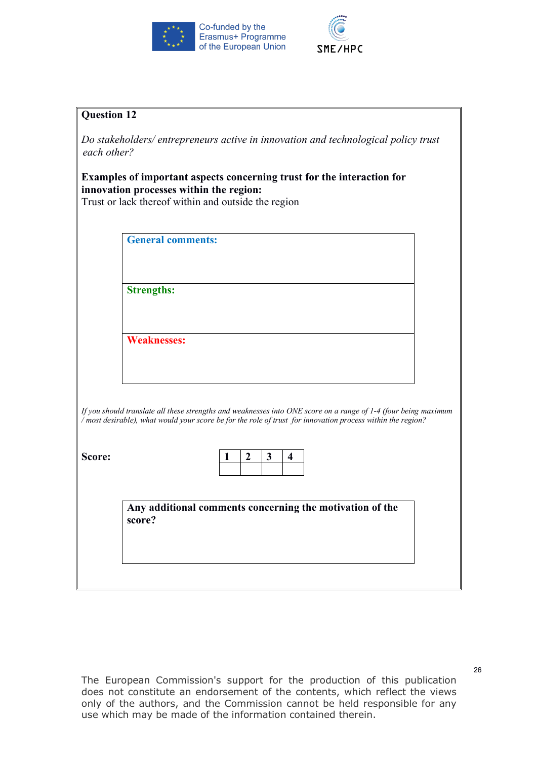**Question 12**

*Do stakeholders/ entrepreneurs active in innovation and technological policy trust each other?*

**Examples of important aspects concerning trust for the interaction for innovation processes within the region:**
Trust or lack thereof within and outside the region

| **General comments:** |
|---|
| **Strengths:** |
| **Weaknesses:** |

*If you should translate all these strengths and weaknesses into ONE score on a range of 1-4 (four being maximum / most desirable), what would your score be for the role of trust for innovation process within the region?*

**Score:**

| 1 | 2 | 3 | 4 |
|---|---|---|---|
| | | | |

| **Any additional comments concerning the motivation of the score?** |
|---|
| |

The European Commission's support for the production of this publication does not constitute an endorsement of the contents, which reflect the views only of the authors, and the Commission cannot be held responsible for any use which may be made of the information contained therein.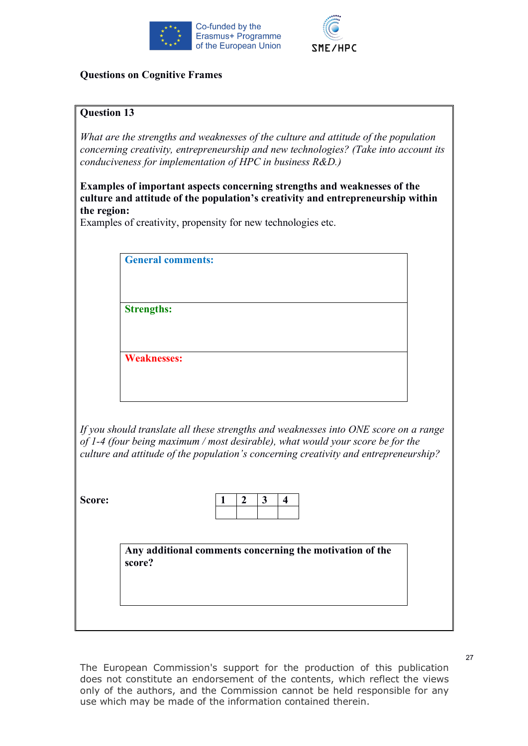**Questions on Cognitive Frames**

**Question 13**

*What are the strengths and weaknesses of the culture and attitude of the population concerning creativity, entrepreneurship and new technologies? (Take into account its conduciveness for implementation of HPC in business R&D.)*

**Examples of important aspects concerning strengths and weaknesses of the culture and attitude of the population's creativity and entrepreneurship within the region:**
Examples of creativity, propensity for new technologies etc.

| General comments: |
|---|
| **Strengths:** |
| **Weaknesses:** |

*If you should translate all these strengths and weaknesses into ONE score on a range of 1-4 (four being maximum / most desirable), what would your score be for the culture and attitude of the population's concerning creativity and entrepreneurship?*

**Score:**

| 1 | 2 | 3 | 4 |
|---|---|---|---|
| | | | |

| Any additional comments concerning the motivation of the score? |
|---|
| |

The European Commission's support for the production of this publication does not constitute an endorsement of the contents, which reflect the views only of the authors, and the Commission cannot be held responsible for any use which may be made of the information contained therein.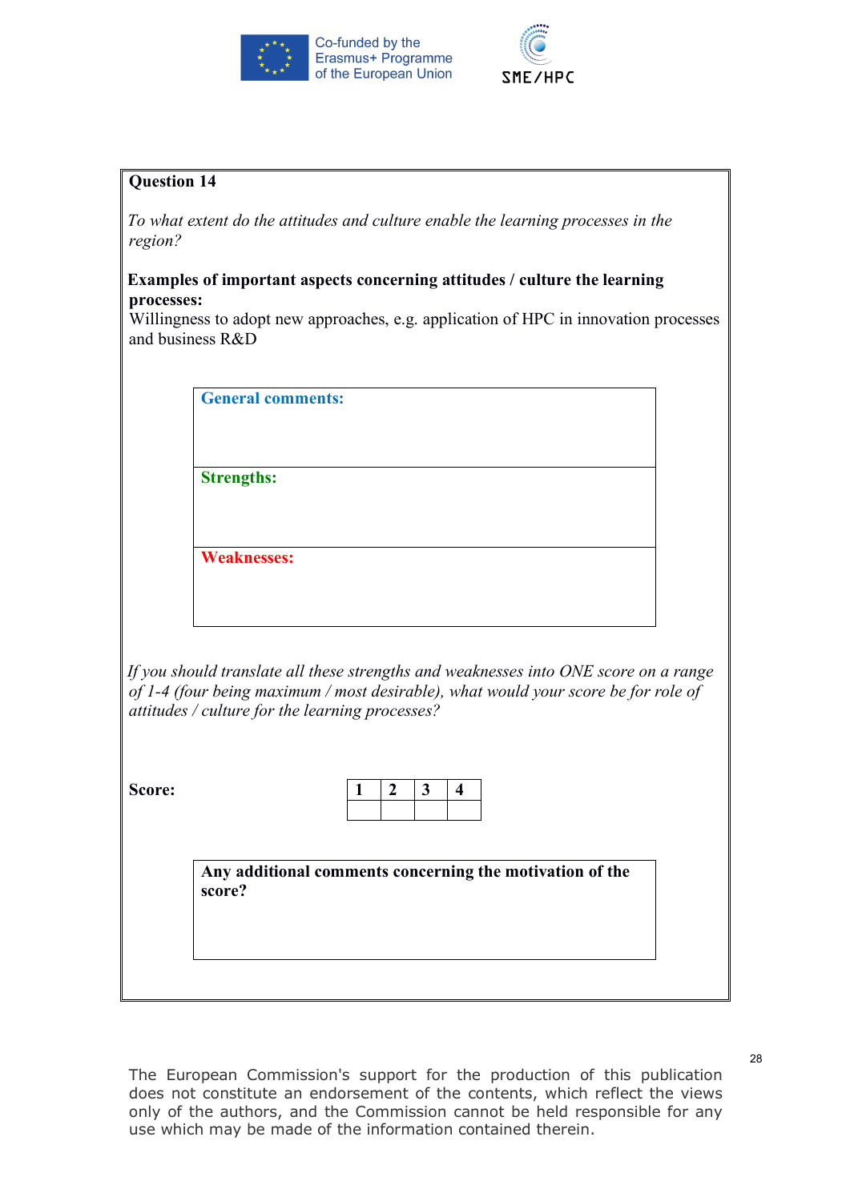**Question 14**

*To what extent do the attitudes and culture enable the learning processes in the region?*

**Examples of important aspects concerning attitudes / culture the learning processes:**
Willingness to adopt new approaches, e.g. application of HPC in innovation processes and business R&D

| **General comments:** |
|---|
| **Strengths:** |
| **Weaknesses:** |

*If you should translate all these strengths and weaknesses into ONE score on a range of 1-4 (four being maximum / most desirable), what would your score be for role of attitudes / culture for the learning processes?*

**Score:**

| **1** | **2** | **3** | **4** |
|---|---|---|---|
| | | | |

| **Any additional comments concerning the motivation of the score?** |
|---|
| |

The European Commission's support for the production of this publication does not constitute an endorsement of the contents, which reflect the views only of the authors, and the Commission cannot be held responsible for any use which may be made of the information contained therein.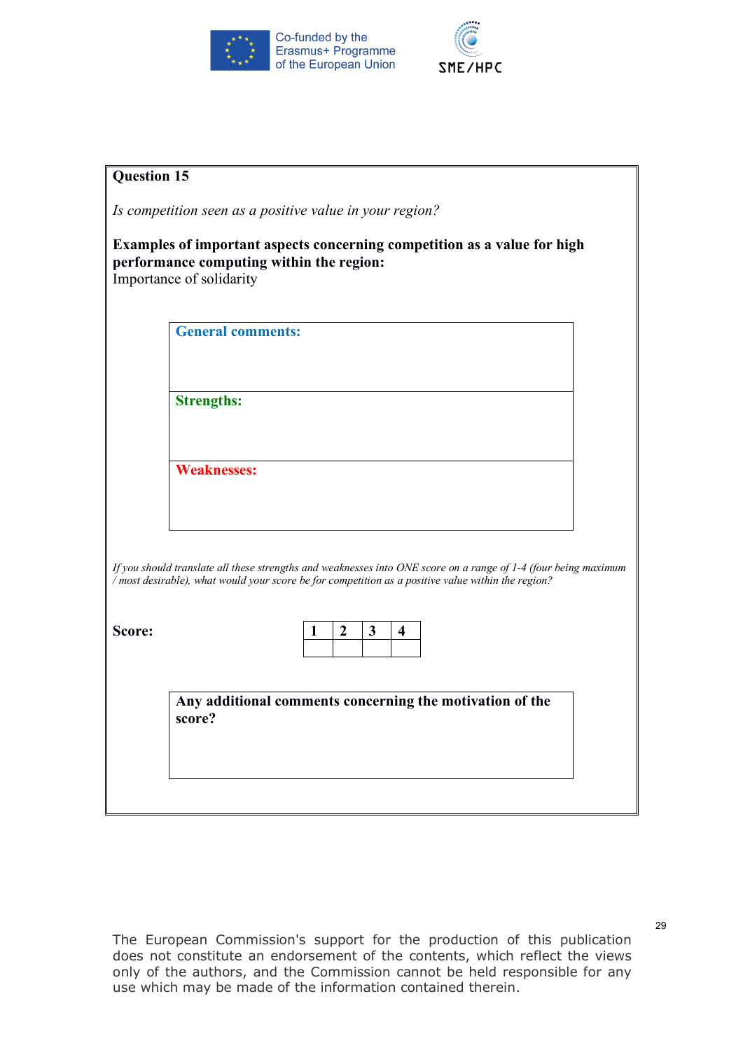**Question 15**

*Is competition seen as a positive value in your region?*

**Examples of important aspects concerning competition as a value for high performance computing within the region:**
Importance of solidarity

**General comments:**

**Strengths:**

**Weaknesses:**

*If you should translate all these strengths and weaknesses into ONE score on a range of 1-4 (four being maximum / most desirable), what would your score be for competition as a positive value within the region?*

**Score:**

| 1 | 2 | 3 | 4 |
|---|---|---|---|
| | | | |

**Any additional comments concerning the motivation of the score?**

The European Commission's support for the production of this publication does not constitute an endorsement of the contents, which reflect the views only of the authors, and the Commission cannot be held responsible for any use which may be made of the information contained therein.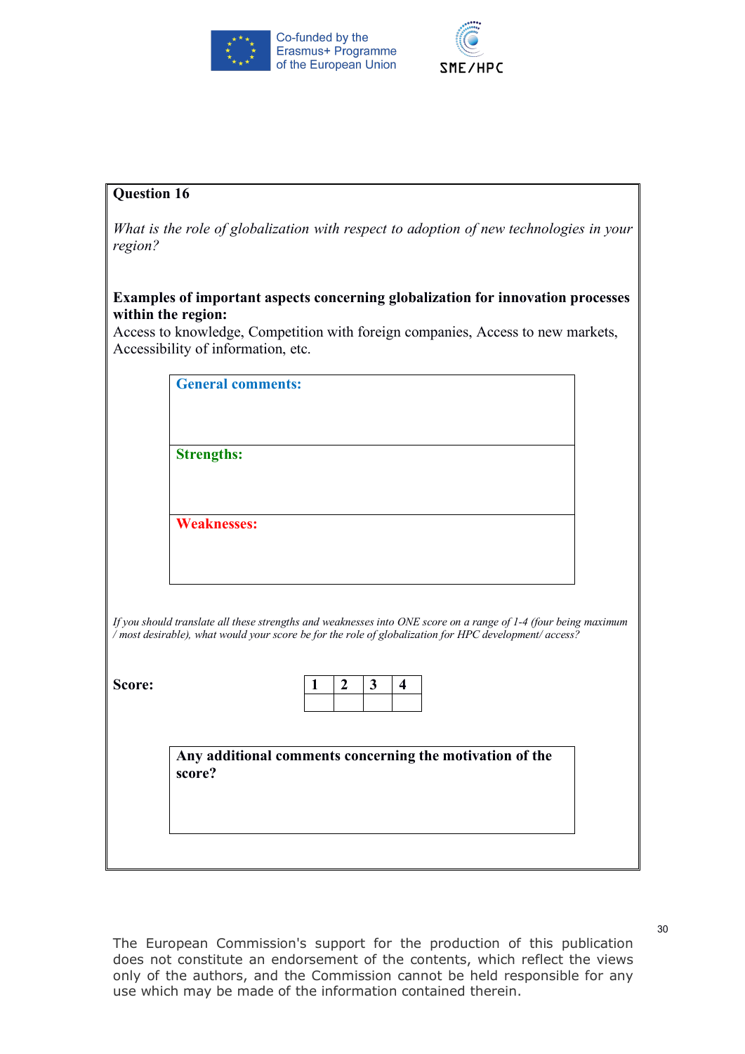**Question 16**

*What is the role of globalization with respect to adoption of new technologies in your region?*

**Examples of important aspects concerning globalization for innovation processes within the region:**
Access to knowledge, Competition with foreign companies, Access to new markets, Accessibility of information, etc.

| **General comments:** |
|---|
| |
| **Strengths:** |
| |
| **Weaknesses:** |
| |

*If you should translate all these strengths and weaknesses into ONE score on a range of 1-4 (four being maximum / most desirable), what would your score be for the role of globalization for HPC development/ access?*

**Score:**

| 1 | 2 | 3 | 4 |
|---|---|---|---|
| | | | |

| **Any additional comments concerning the motivation of the score?** |
|---|
| |

The European Commission's support for the production of this publication does not constitute an endorsement of the contents, which reflect the views only of the authors, and the Commission cannot be held responsible for any use which may be made of the information contained therein.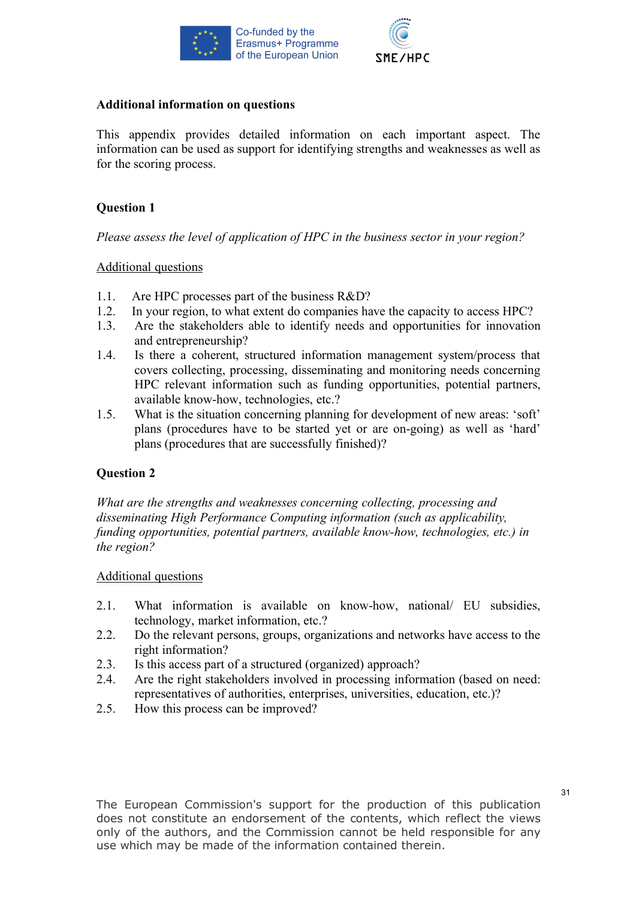**Additional information on questions**

This appendix provides detailed information on each important aspect. The information can be used as support for identifying strengths and weaknesses as well as for the scoring process.

**Question 1**

*Please assess the level of application of HPC in the business sector in your region?*

Additional questions

1.1. Are HPC processes part of the business R&D?
1.2. In your region, to what extent do companies have the capacity to access HPC?
1.3. Are the stakeholders able to identify needs and opportunities for innovation and entrepreneurship?
1.4. Is there a coherent, structured information management system/process that covers collecting, processing, disseminating and monitoring needs concerning HPC relevant information such as funding opportunities, potential partners, available know-how, technologies, etc.?
1.5. What is the situation concerning planning for development of new areas: 'soft' plans (procedures have to be started yet or are on-going) as well as 'hard' plans (procedures that are successfully finished)?

**Question 2**

*What are the strengths and weaknesses concerning collecting, processing and disseminating High Performance Computing information (such as applicability, funding opportunities, potential partners, available know-how, technologies, etc.) in the region?*

Additional questions

2.1. What information is available on know-how, national/ EU subsidies, technology, market information, etc.?
2.2. Do the relevant persons, groups, organizations and networks have access to the right information?
2.3. Is this access part of a structured (organized) approach?
2.4. Are the right stakeholders involved in processing information (based on need: representatives of authorities, enterprises, universities, education, etc.)?
2.5. How this process can be improved?

The European Commission's support for the production of this publication does not constitute an endorsement of the contents, which reflect the views only of the authors, and the Commission cannot be held responsible for any use which may be made of the information contained therein.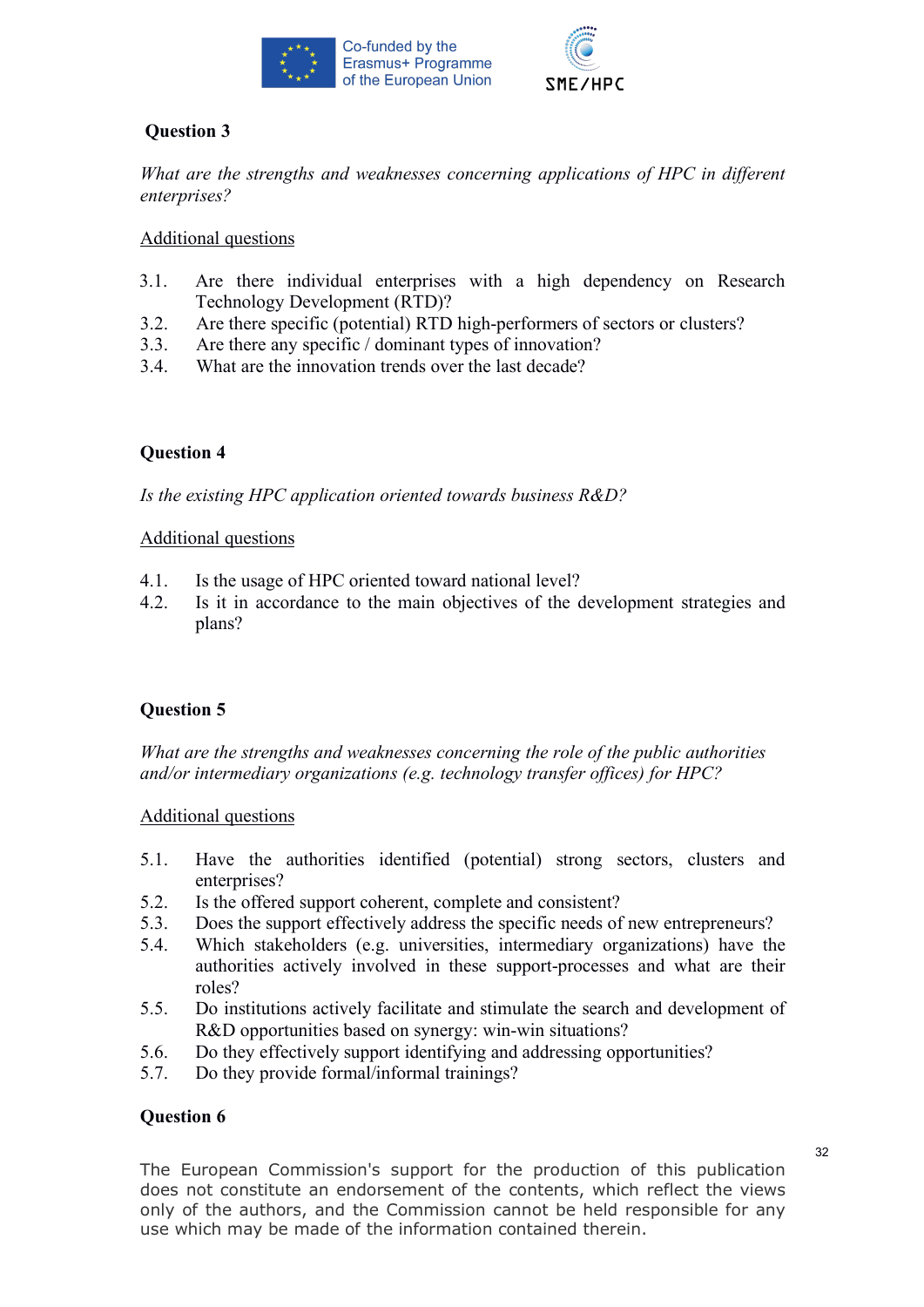### Question 3

*What are the strengths and weaknesses concerning applications of HPC in different enterprises?*

Additional questions

3.1. Are there individual enterprises with a high dependency on Research Technology Development (RTD)?
3.2. Are there specific (potential) RTD high-performers of sectors or clusters?
3.3. Are there any specific / dominant types of innovation?
3.4. What are the innovation trends over the last decade?

### Question 4

*Is the existing HPC application oriented towards business R&D?*

Additional questions

4.1. Is the usage of HPC oriented toward national level?
4.2. Is it in accordance to the main objectives of the development strategies and plans?

### Question 5

*What are the strengths and weaknesses concerning the role of the public authorities and/or intermediary organizations (e.g. technology transfer offices) for HPC?*

Additional questions

5.1. Have the authorities identified (potential) strong sectors, clusters and enterprises?
5.2. Is the offered support coherent, complete and consistent?
5.3. Does the support effectively address the specific needs of new entrepreneurs?
5.4. Which stakeholders (e.g. universities, intermediary organizations) have the authorities actively involved in these support-processes and what are their roles?
5.5. Do institutions actively facilitate and stimulate the search and development of R&D opportunities based on synergy: win-win situations?
5.6. Do they effectively support identifying and addressing opportunities?
5.7. Do they provide formal/informal trainings?

### Question 6

The European Commission's support for the production of this publication does not constitute an endorsement of the contents, which reflect the views only of the authors, and the Commission cannot be held responsible for any use which may be made of the information contained therein.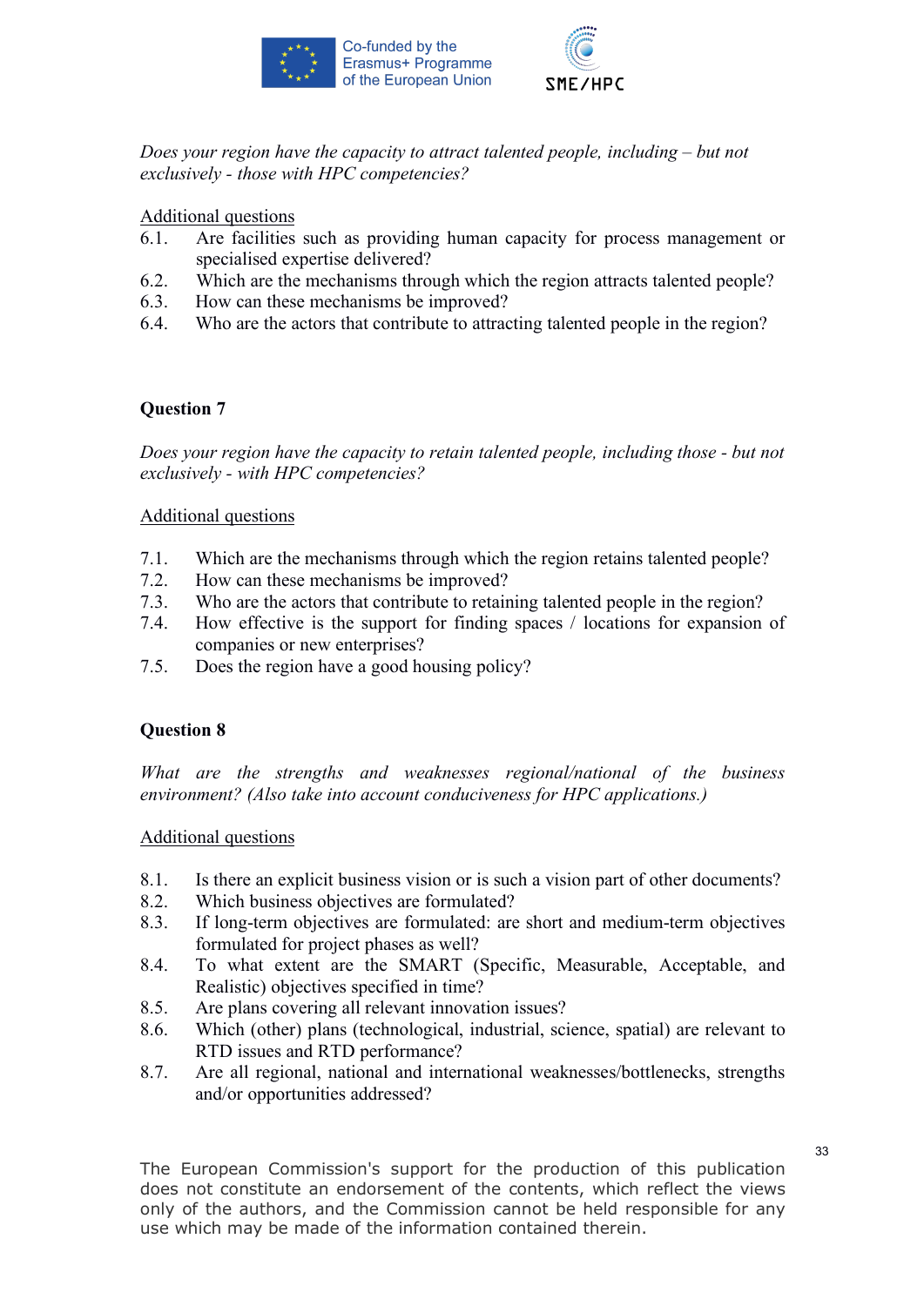*Does your region have the capacity to attract talented people, including – but not exclusively - those with HPC competencies?*

Additional questions

6.1. Are facilities such as providing human capacity for process management or specialised expertise delivered?
6.2. Which are the mechanisms through which the region attracts talented people?
6.3. How can these mechanisms be improved?
6.4. Who are the actors that contribute to attracting talented people in the region?

**Question 7**

*Does your region have the capacity to retain talented people, including those - but not exclusively - with HPC competencies?*

Additional questions

7.1. Which are the mechanisms through which the region retains talented people?
7.2. How can these mechanisms be improved?
7.3. Who are the actors that contribute to retaining talented people in the region?
7.4. How effective is the support for finding spaces / locations for expansion of companies or new enterprises?
7.5. Does the region have a good housing policy?

**Question 8**

*What are the strengths and weaknesses regional/national of the business environment? (Also take into account conduciveness for HPC applications.)*

Additional questions

8.1. Is there an explicit business vision or is such a vision part of other documents?
8.2. Which business objectives are formulated?
8.3. If long-term objectives are formulated: are short and medium-term objectives formulated for project phases as well?
8.4. To what extent are the SMART (Specific, Measurable, Acceptable, and Realistic) objectives specified in time?
8.5. Are plans covering all relevant innovation issues?
8.6. Which (other) plans (technological, industrial, science, spatial) are relevant to RTD issues and RTD performance?
8.7. Are all regional, national and international weaknesses/bottlenecks, strengths and/or opportunities addressed?

The European Commission's support for the production of this publication does not constitute an endorsement of the contents, which reflect the views only of the authors, and the Commission cannot be held responsible for any use which may be made of the information contained therein.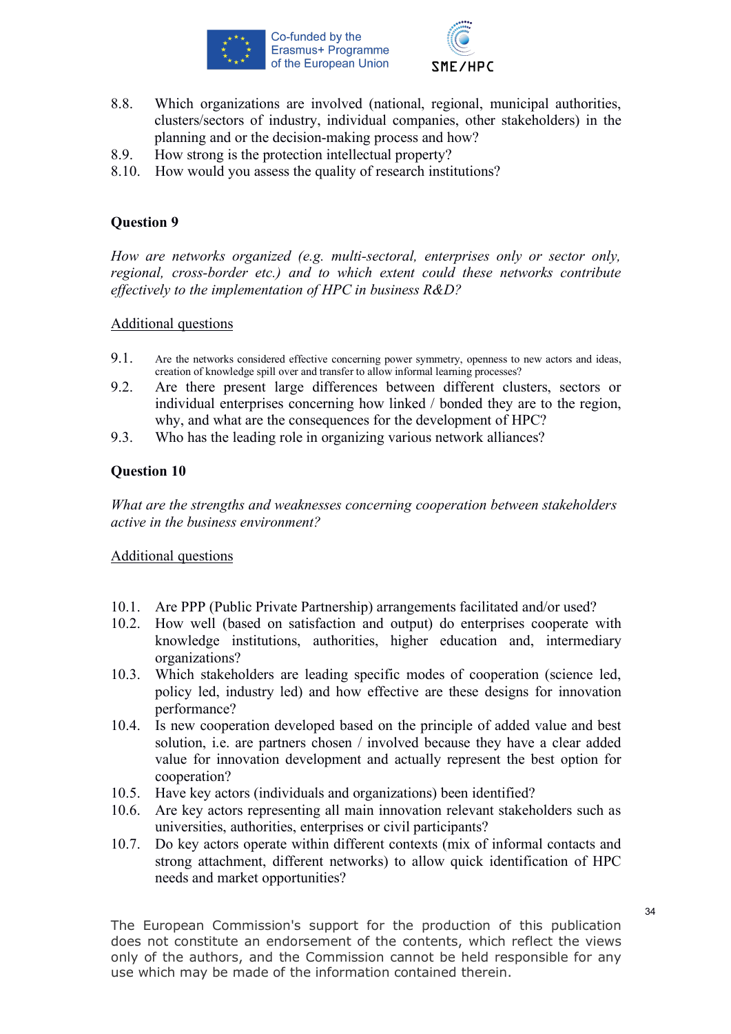8.8. Which organizations are involved (national, regional, municipal authorities, clusters/sectors of industry, individual companies, other stakeholders) in the planning and or the decision-making process and how?

8.9. How strong is the protection intellectual property?

8.10. How would you assess the quality of research institutions?

### Question 9

*How are networks organized (e.g. multi-sectoral, enterprises only or sector only, regional, cross-border etc.) and to which extent could these networks contribute effectively to the implementation of HPC in business R&D?*

<u>Additional questions</u>

9.1. Are the networks considered effective concerning power symmetry, openness to new actors and ideas, creation of knowledge spill over and transfer to allow informal learning processes?

9.2. Are there present large differences between different clusters, sectors or individual enterprises concerning how linked / bonded they are to the region, why, and what are the consequences for the development of HPC?

9.3. Who has the leading role in organizing various network alliances?

### Question 10

*What are the strengths and weaknesses concerning cooperation between stakeholders active in the business environment?*

<u>Additional questions</u>

10.1. Are PPP (Public Private Partnership) arrangements facilitated and/or used?

10.2. How well (based on satisfaction and output) do enterprises cooperate with knowledge institutions, authorities, higher education and, intermediary organizations?

10.3. Which stakeholders are leading specific modes of cooperation (science led, policy led, industry led) and how effective are these designs for innovation performance?

10.4. Is new cooperation developed based on the principle of added value and best solution, i.e. are partners chosen / involved because they have a clear added value for innovation development and actually represent the best option for cooperation?

10.5. Have key actors (individuals and organizations) been identified?

10.6. Are key actors representing all main innovation relevant stakeholders such as universities, authorities, enterprises or civil participants?

10.7. Do key actors operate within different contexts (mix of informal contacts and strong attachment, different networks) to allow quick identification of HPC needs and market opportunities?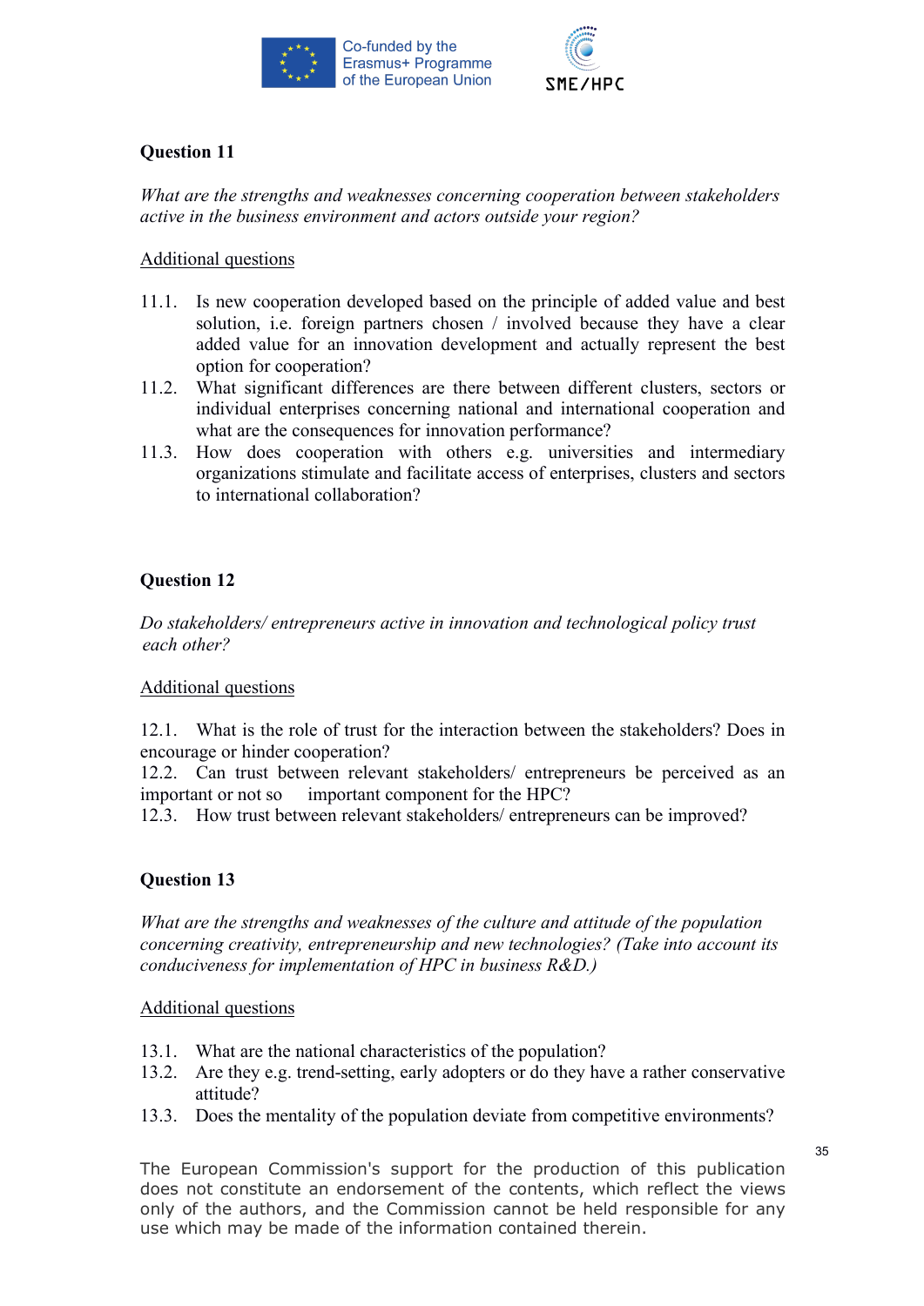**Question 11**

*What are the strengths and weaknesses concerning cooperation between stakeholders active in the business environment and actors outside your region?*

Additional questions

11.1. Is new cooperation developed based on the principle of added value and best solution, i.e. foreign partners chosen / involved because they have a clear added value for an innovation development and actually represent the best option for cooperation?

11.2. What significant differences are there between different clusters, sectors or individual enterprises concerning national and international cooperation and what are the consequences for innovation performance?

11.3. How does cooperation with others e.g. universities and intermediary organizations stimulate and facilitate access of enterprises, clusters and sectors to international collaboration?

**Question 12**

*Do stakeholders/ entrepreneurs active in innovation and technological policy trust each other?*

Additional questions

12.1. What is the role of trust for the interaction between the stakeholders? Does in encourage or hinder cooperation?

12.2. Can trust between relevant stakeholders/ entrepreneurs be perceived as an important or not so important component for the HPC?

12.3. How trust between relevant stakeholders/ entrepreneurs can be improved?

**Question 13**

*What are the strengths and weaknesses of the culture and attitude of the population concerning creativity, entrepreneurship and new technologies? (Take into account its conduciveness for implementation of HPC in business R&D.)*

Additional questions

13.1. What are the national characteristics of the population?

13.2. Are they e.g. trend-setting, early adopters or do they have a rather conservative attitude?

13.3. Does the mentality of the population deviate from competitive environments?

The European Commission's support for the production of this publication does not constitute an endorsement of the contents, which reflect the views only of the authors, and the Commission cannot be held responsible for any use which may be made of the information contained therein.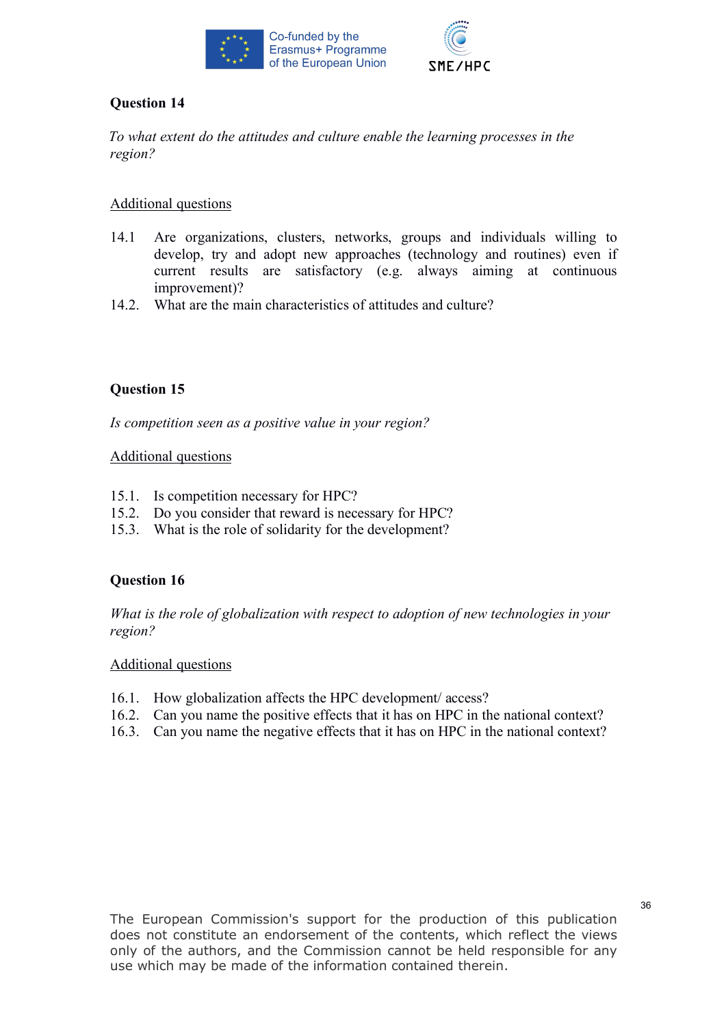### Question 14

*To what extent do the attitudes and culture enable the learning processes in the region?*

<u>Additional questions</u>

14.1 Are organizations, clusters, networks, groups and individuals willing to develop, try and adopt new approaches (technology and routines) even if current results are satisfactory (e.g. always aiming at continuous improvement)?

14.2. What are the main characteristics of attitudes and culture?

### Question 15

*Is competition seen as a positive value in your region?*

<u>Additional questions</u>

15.1. Is competition necessary for HPC?

15.2. Do you consider that reward is necessary for HPC?

15.3. What is the role of solidarity for the development?

### Question 16

*What is the role of globalization with respect to adoption of new technologies in your region?*

<u>Additional questions</u>

16.1. How globalization affects the HPC development/ access?

16.2. Can you name the positive effects that it has on HPC in the national context?

16.3. Can you name the negative effects that it has on HPC in the national context?

The European Commission's support for the production of this publication does not constitute an endorsement of the contents, which reflect the views only of the authors, and the Commission cannot be held responsible for any use which may be made of the information contained therein.